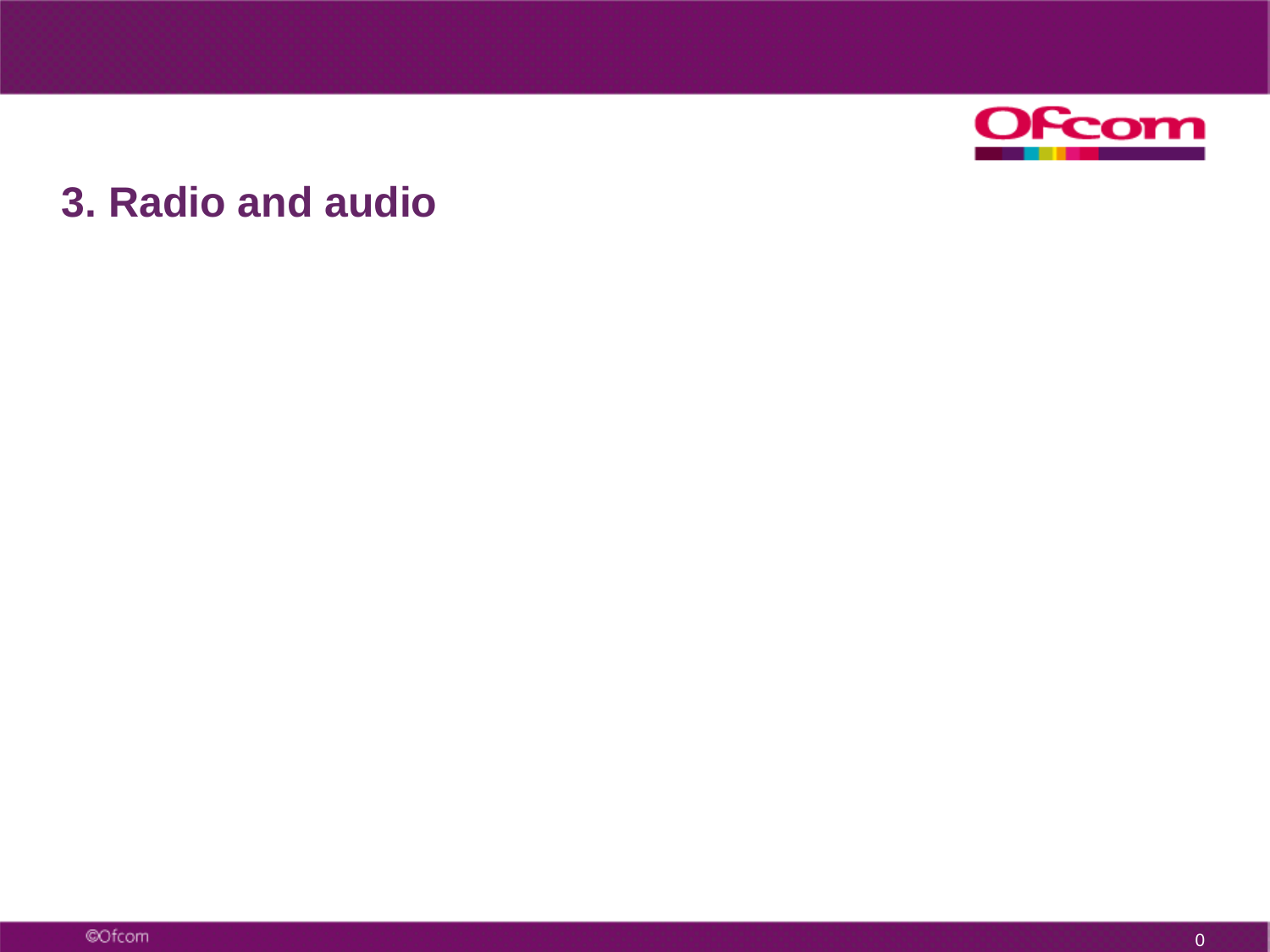# 3. Radio and audio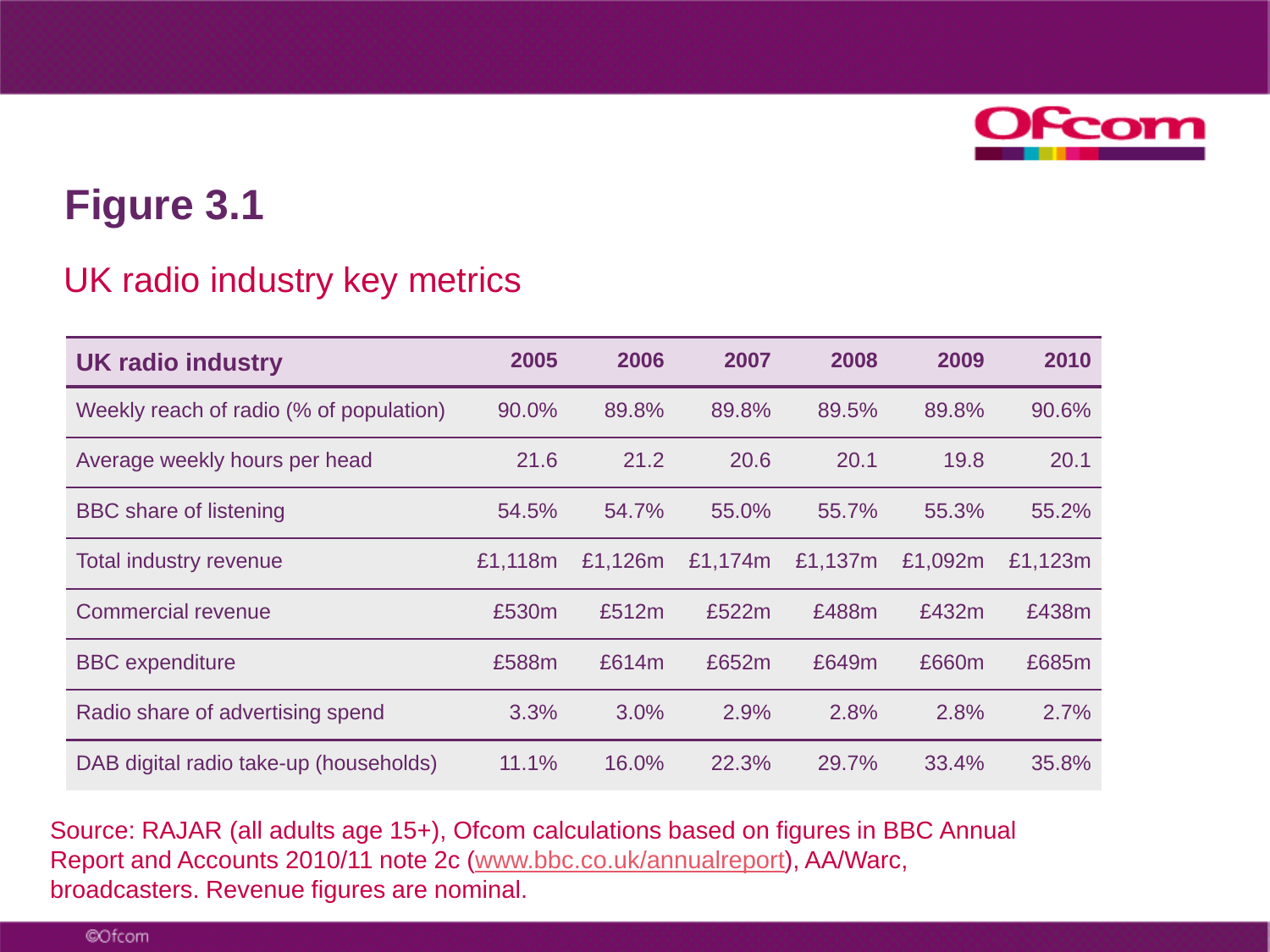# Figure 3.1

## UK radio industry key metrics

| UK radio industry | 2005 | 2006 | 2007 | 2008 | 2009 | 2010 |
|---|---|---|---|---|---|---|
| Weekly reach of radio (% of population) | 90.0% | 89.8% | 89.8% | 89.5% | 89.8% | 90.6% |
| Average weekly hours per head | 21.6 | 21.2 | 20.6 | 20.1 | 19.8 | 20.1 |
| BBC share of listening | 54.5% | 54.7% | 55.0% | 55.7% | 55.3% | 55.2% |
| Total industry revenue | £1,118m | £1,126m | £1,174m | £1,137m | £1,092m | £1,123m |
| Commercial revenue | £530m | £512m | £522m | £488m | £432m | £438m |
| BBC expenditure | £588m | £614m | £652m | £649m | £660m | £685m |
| Radio share of advertising spend | 3.3% | 3.0% | 2.9% | 2.8% | 2.8% | 2.7% |
| DAB digital radio take-up (households) | 11.1% | 16.0% | 22.3% | 29.7% | 33.4% | 35.8% |

Source: RAJAR (all adults age 15+), Ofcom calculations based on figures in BBC Annual Report and Accounts 2010/11 note 2c (www.bbc.co.uk/annualreport), AA/Warc, broadcasters. Revenue figures are nominal.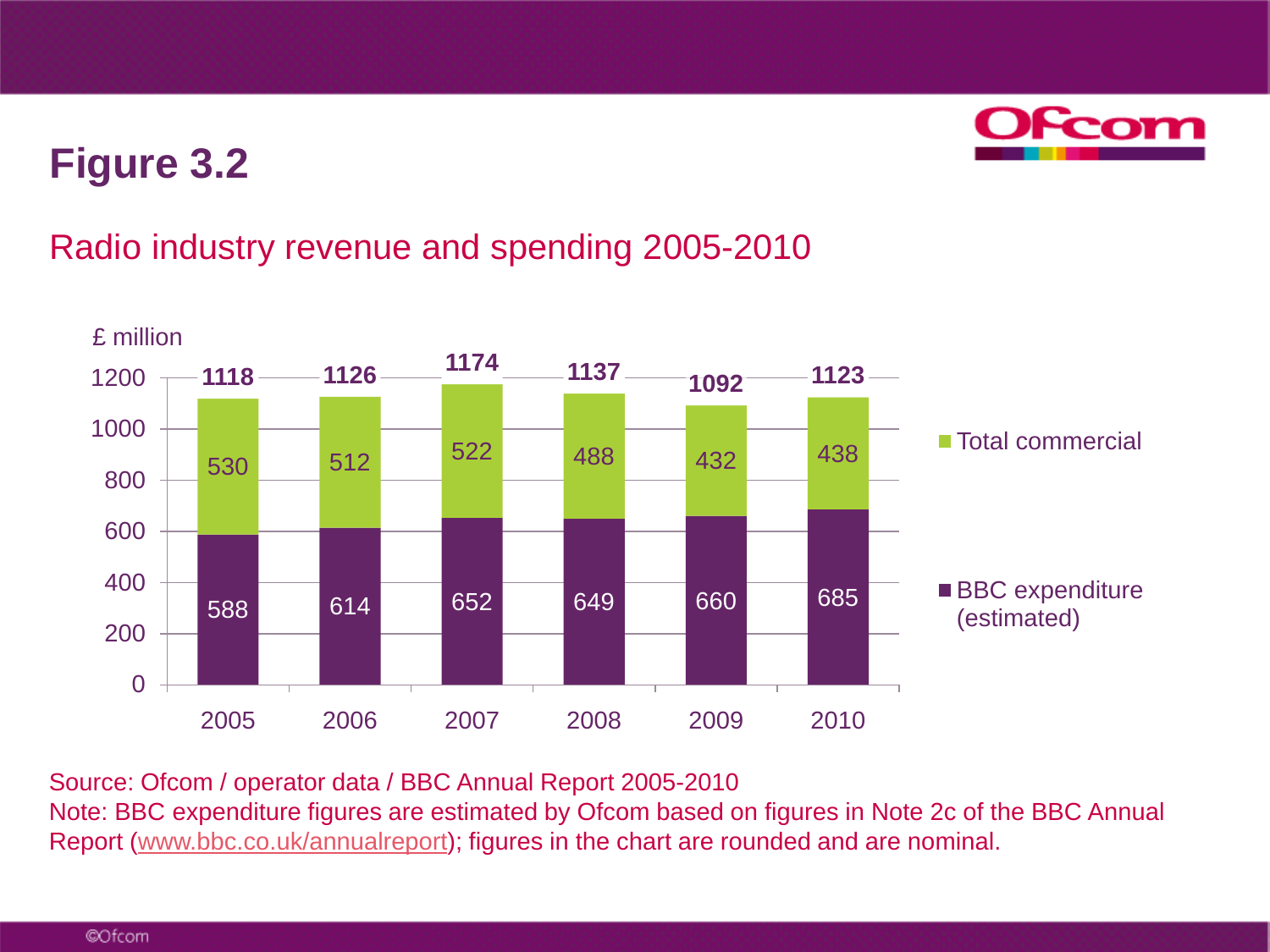# Figure 3.2

## Radio industry revenue and spending 2005-2010

£ million

| | 2005 | 2006 | 2007 | 2008 | 2009 | 2010 |
|---|---|---|---|---|---|---|
| Total commercial | 530 | 512 | 522 | 488 | 432 | 438 |
| BBC expenditure (estimated) | 588 | 614 | 652 | 649 | 660 | 685 |
| Total | 1118 | 1126 | 1174 | 1137 | 1092 | 1123 |

Source: Ofcom / operator data / BBC Annual Report 2005-2010
Note: BBC expenditure figures are estimated by Ofcom based on figures in Note 2c of the BBC Annual Report (www.bbc.co.uk/annualreport); figures in the chart are rounded and are nominal.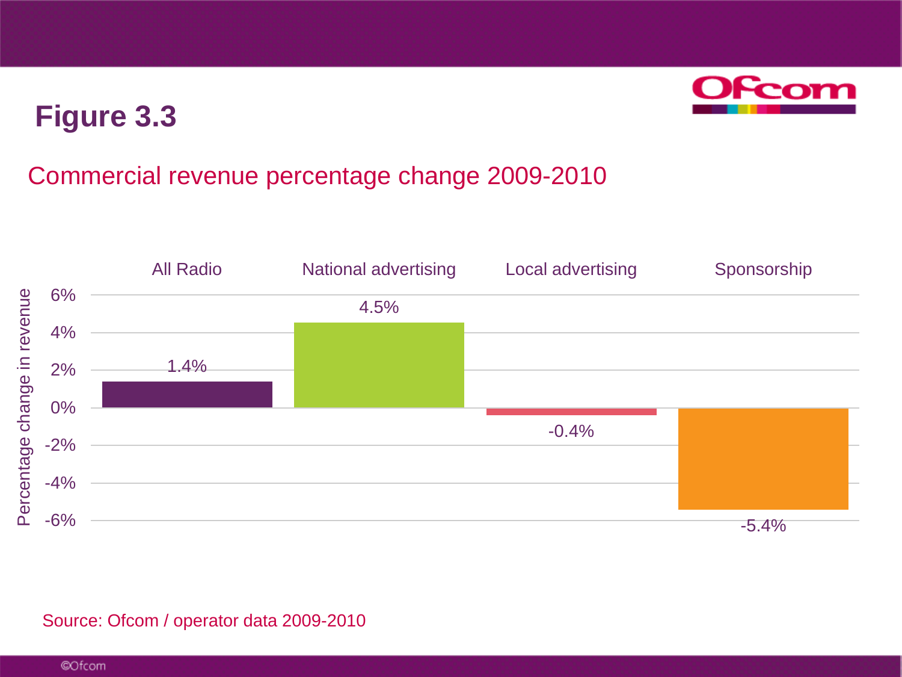# Figure 3.3

## Commercial revenue percentage change 2009-2010

| | All Radio | National advertising | Local advertising | Sponsorship |
|---|---|---|---|---|
| Percentage change in revenue | 1.4% | 4.5% | -0.4% | -5.4% |

Source: Ofcom / operator data 2009-2010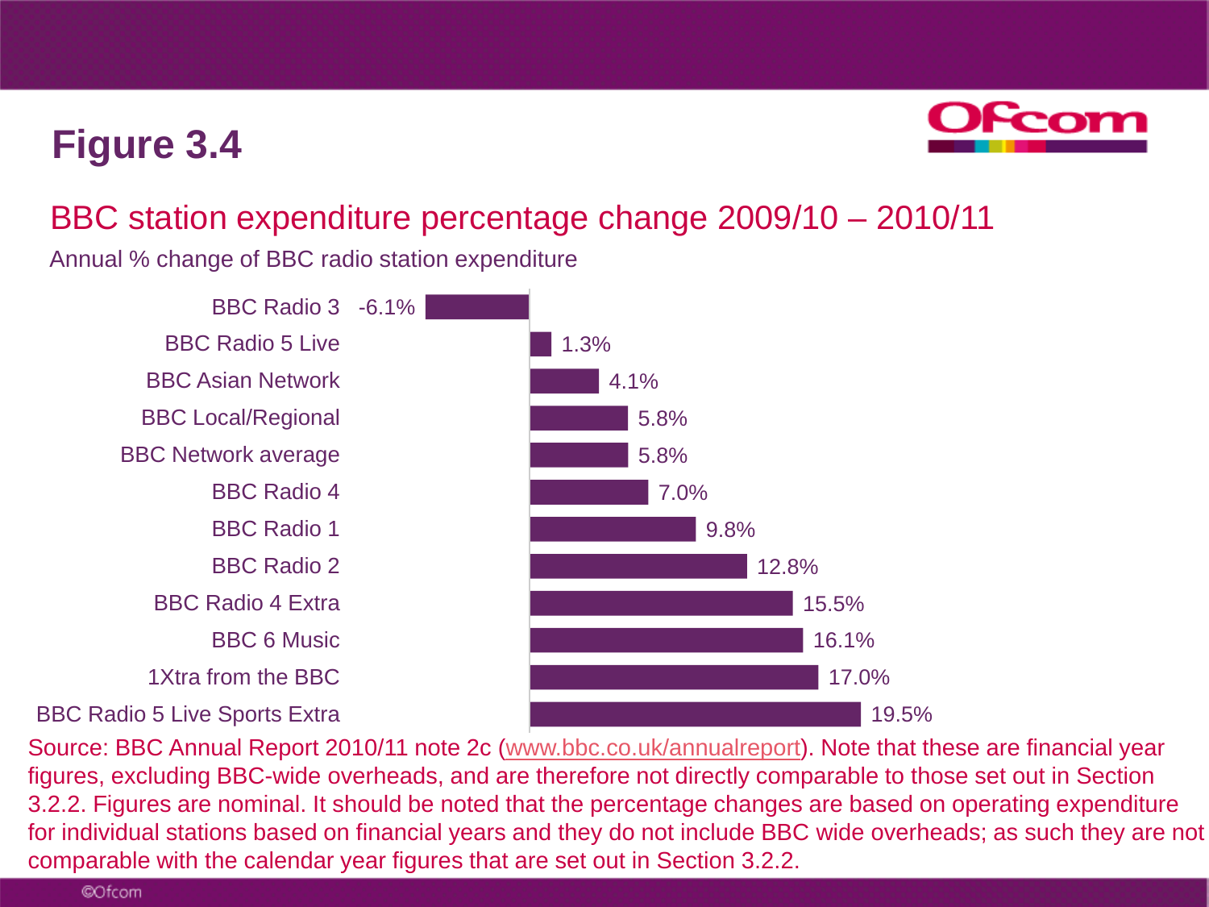# Figure 3.4

## BBC station expenditure percentage change 2009/10 – 2010/11

Annual % change of BBC radio station expenditure

| Station | Annual % change |
| --- | --- |
| BBC Radio 3 | -6.1% |
| BBC Radio 5 Live | 1.3% |
| BBC Asian Network | 4.1% |
| BBC Local/Regional | 5.8% |
| BBC Network average | 5.8% |
| BBC Radio 4 | 7.0% |
| BBC Radio 1 | 9.8% |
| BBC Radio 2 | 12.8% |
| BBC Radio 4 Extra | 15.5% |
| BBC 6 Music | 16.1% |
| 1Xtra from the BBC | 17.0% |
| BBC Radio 5 Live Sports Extra | 19.5% |

Source: BBC Annual Report 2010/11 note 2c (www.bbc.co.uk/annualreport). Note that these are financial year figures, excluding BBC-wide overheads, and are therefore not directly comparable to those set out in Section 3.2.2. Figures are nominal. It should be noted that the percentage changes are based on operating expenditure for individual stations based on financial years and they do not include BBC wide overheads; as such they are not comparable with the calendar year figures that are set out in Section 3.2.2.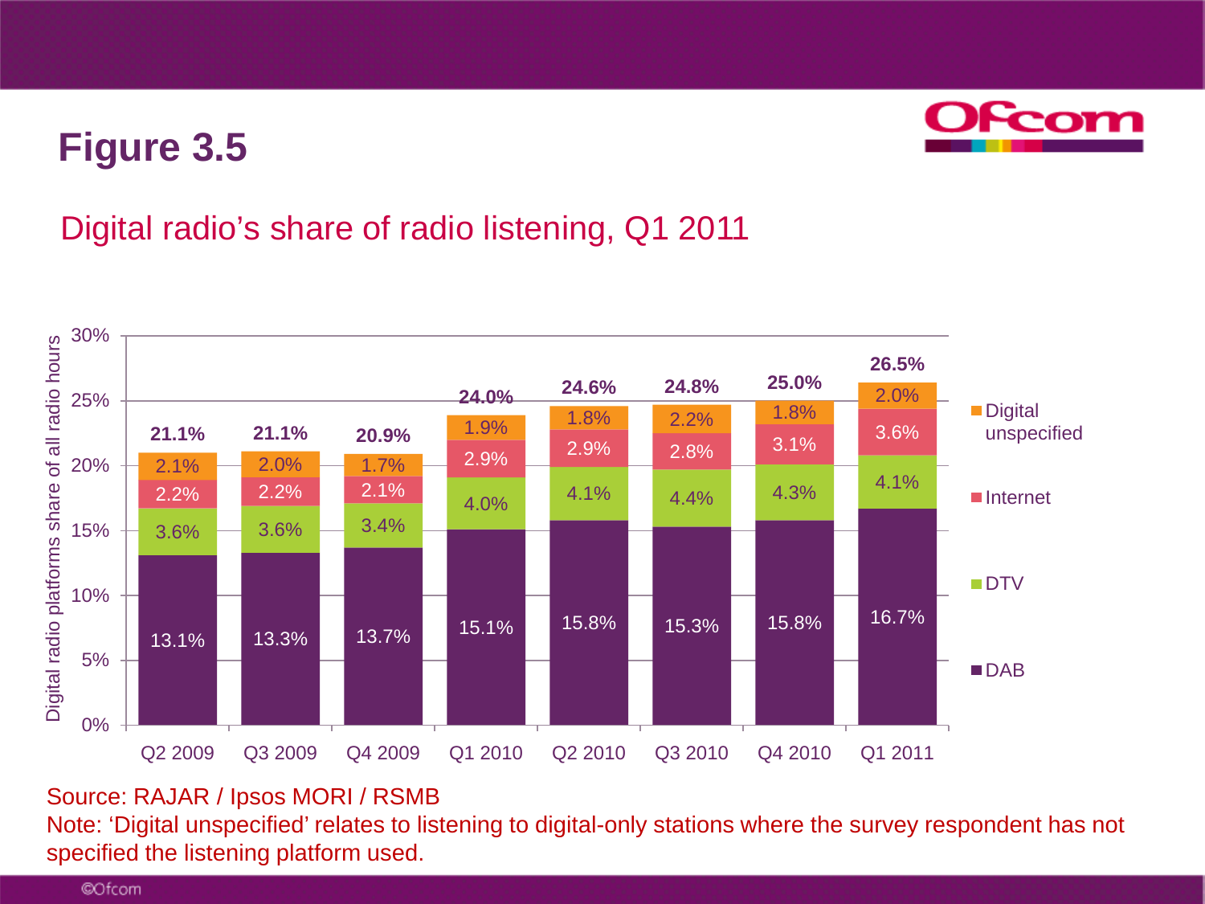# Figure 3.5

## Digital radio's share of radio listening, Q1 2011

| | Q2 2009 | Q3 2009 | Q4 2009 | Q1 2010 | Q2 2010 | Q3 2010 | Q4 2010 | Q1 2011 |
|---|---|---|---|---|---|---|---|---|
| Digital unspecified | 2.1% | 2.0% | 1.7% | 1.9% | 1.8% | 2.2% | 1.8% | 2.0% |
| Internet | 2.2% | 2.2% | 2.1% | 2.9% | 2.9% | 2.8% | 3.1% | 3.6% |
| DTV | 3.6% | 3.6% | 3.4% | 4.0% | 4.1% | 4.4% | 4.3% | 4.1% |
| DAB | 13.1% | 13.3% | 13.7% | 15.1% | 15.8% | 15.3% | 15.8% | 16.7% |
| **Total** | **21.1%** | **21.1%** | **20.9%** | **24.0%** | **24.6%** | **24.8%** | **25.0%** | **26.5%** |

Y-axis: Digital radio platforms share of all radio hours

Source: RAJAR / Ipsos MORI / RSMB

Note: 'Digital unspecified' relates to listening to digital-only stations where the survey respondent has not specified the listening platform used.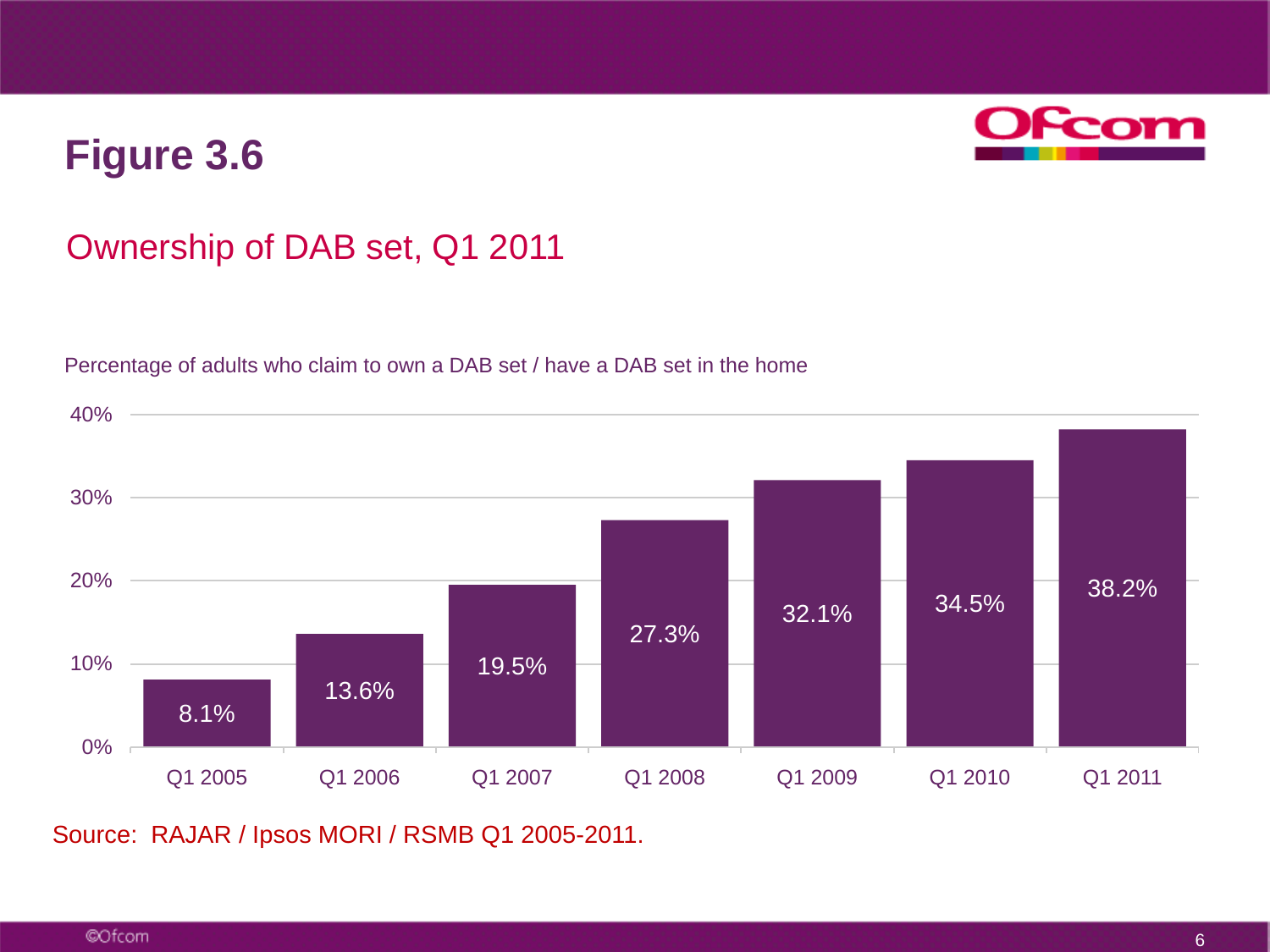# Figure 3.6

## Ownership of DAB set, Q1 2011

Percentage of adults who claim to own a DAB set / have a DAB set in the home

| | Q1 2005 | Q1 2006 | Q1 2007 | Q1 2008 | Q1 2009 | Q1 2010 | Q1 2011 |
|---|---|---|---|---|---|---|---|
| DAB set ownership | 8.1% | 13.6% | 19.5% | 27.3% | 32.1% | 34.5% | 38.2% |

Source: RAJAR / Ipsos MORI / RSMB Q1 2005-2011.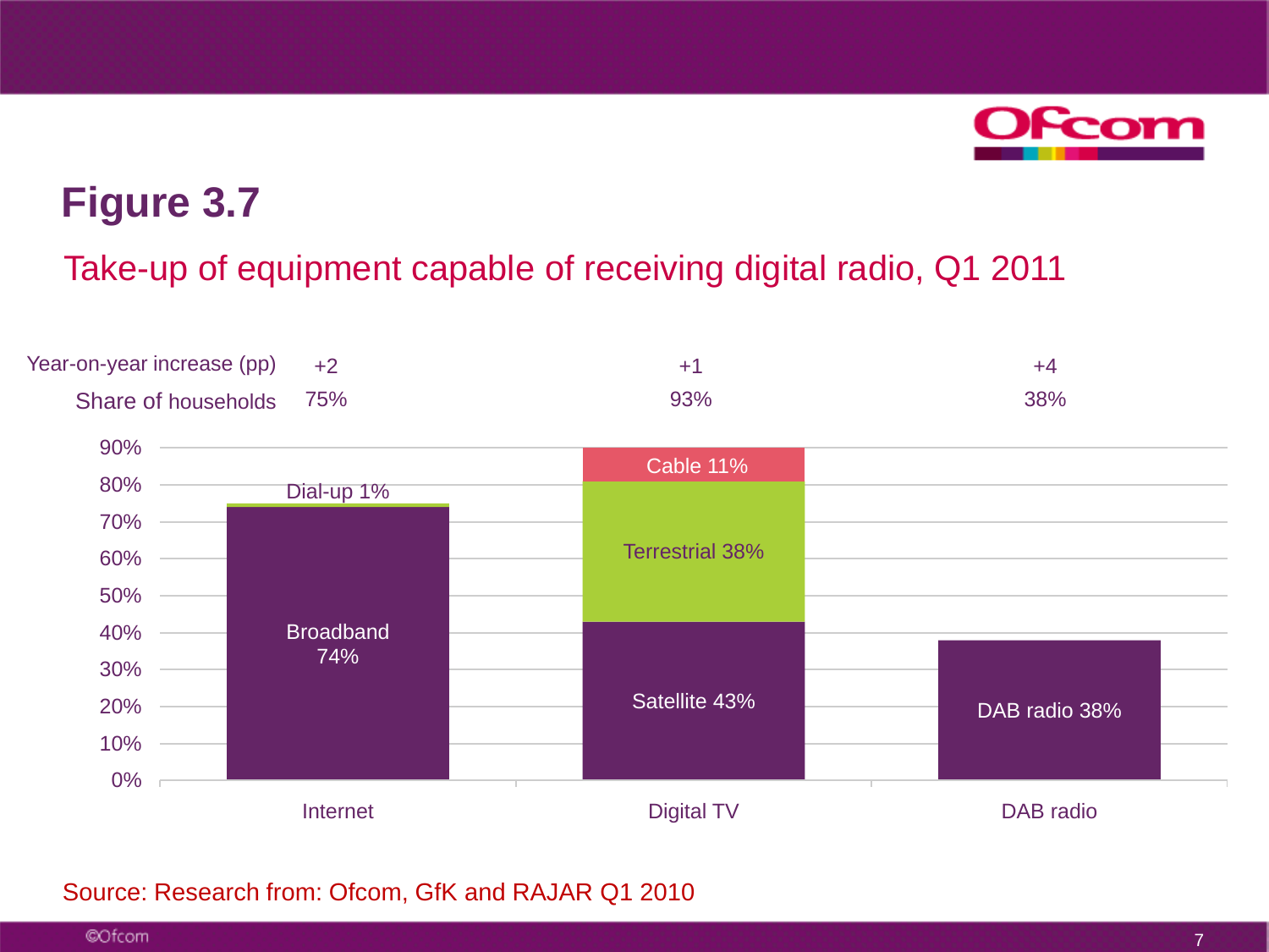# Figure 3.7

## Take-up of equipment capable of receiving digital radio, Q1 2011

| | Internet | Digital TV | DAB radio |
|---|---|---|---|
| Year-on-year increase (pp) | +2 | +1 | +4 |
| Share of households | 75% | 93% | 38% |

| Category | Component | Share |
|---|---|---|
| Internet | Broadband | 74% |
| Internet | Dial-up | 1% |
| Digital TV | Satellite | 43% |
| Digital TV | Terrestrial | 38% |
| Digital TV | Cable | 11% |
| DAB radio | DAB radio | 38% |

Source: Research from: Ofcom, GfK and RAJAR Q1 2010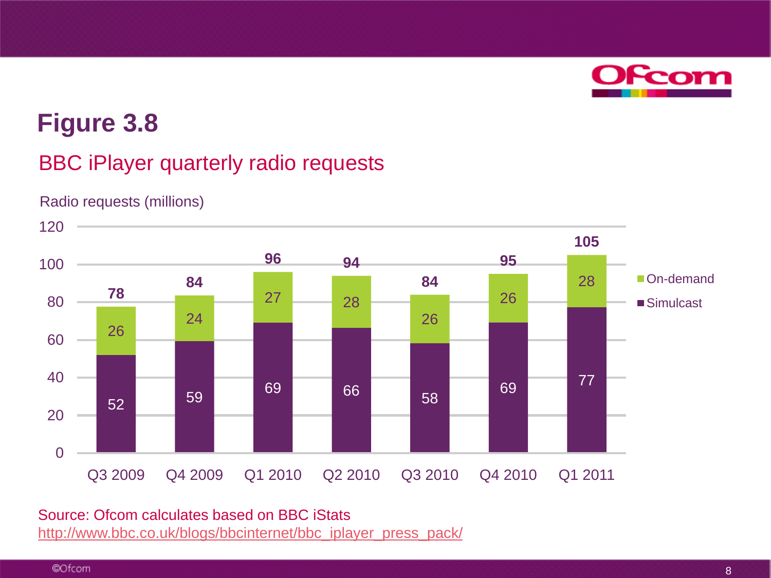# Figure 3.8

## BBC iPlayer quarterly radio requests

Radio requests (millions)

| Quarter | Simulcast | On-demand | Total |
|---|---|---|---|
| Q3 2009 | 52 | 26 | 78 |
| Q4 2009 | 59 | 24 | 84 |
| Q1 2010 | 69 | 27 | 96 |
| Q2 2010 | 66 | 28 | 94 |
| Q3 2010 | 58 | 26 | 84 |
| Q4 2010 | 69 | 26 | 95 |
| Q1 2011 | 77 | 28 | 105 |

Source: Ofcom calculates based on BBC iStats
http://www.bbc.co.uk/blogs/bbcinternet/bbc_iplayer_press_pack/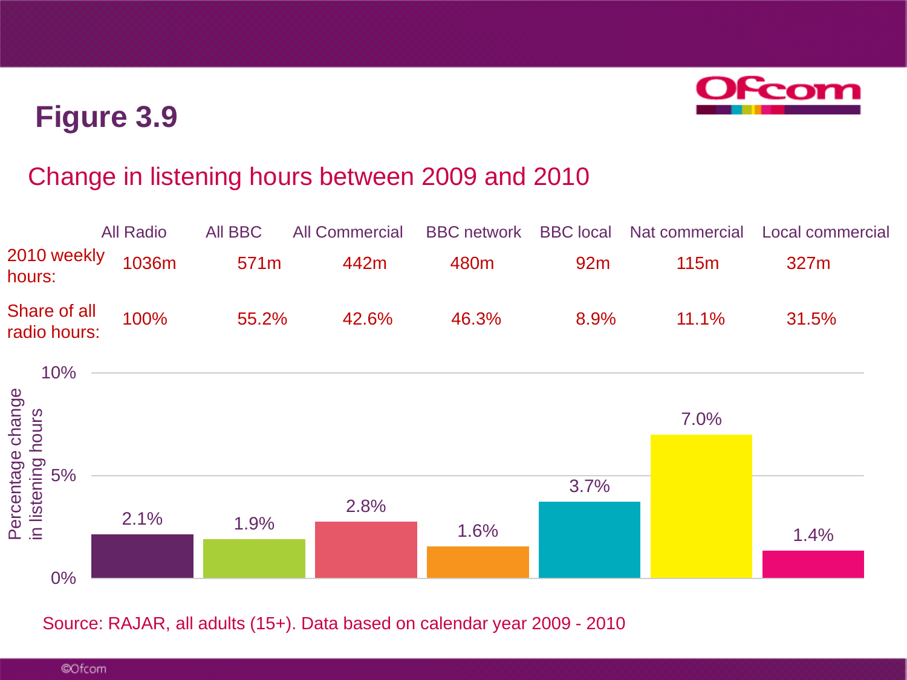# Figure 3.9

## Change in listening hours between 2009 and 2010

| | All Radio | All BBC | All Commercial | BBC network | BBC local | Nat commercial | Local commercial |
|---|---|---|---|---|---|---|---|
| 2010 weekly hours: | 1036m | 571m | 442m | 480m | 92m | 115m | 327m |
| Share of all radio hours: | 100% | 55.2% | 42.6% | 46.3% | 8.9% | 11.1% | 31.5% |
| Percentage change in listening hours | 2.1% | 1.9% | 2.8% | 1.6% | 3.7% | 7.0% | 1.4% |

Source: RAJAR, all adults (15+). Data based on calendar year 2009 - 2010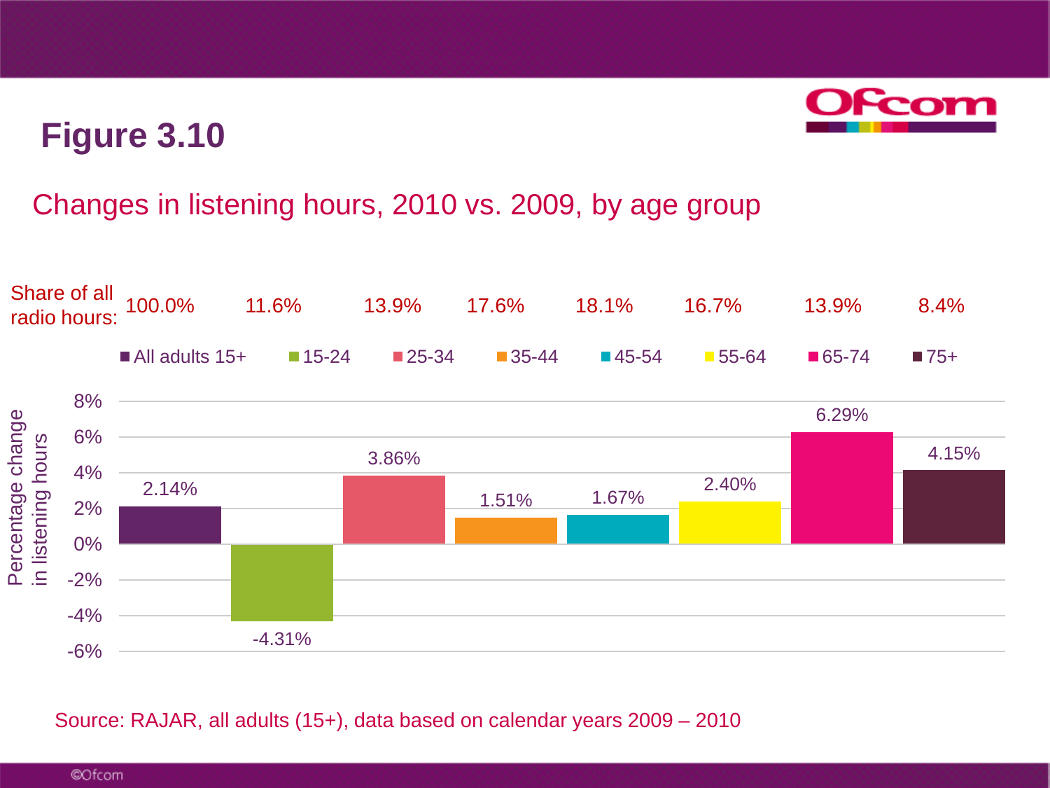# Figure 3.10

## Changes in listening hours, 2010 vs. 2009, by age group

| | All adults 15+ | 15-24 | 25-34 | 35-44 | 45-54 | 55-64 | 65-74 | 75+ |
|---|---|---|---|---|---|---|---|---|
| Share of all radio hours: | 100.0% | 11.6% | 13.9% | 17.6% | 18.1% | 16.7% | 13.9% | 8.4% |
| Percentage change in listening hours | 2.14% | -4.31% | 3.86% | 1.51% | 1.67% | 2.40% | 6.29% | 4.15% |

Source: RAJAR, all adults (15+), data based on calendar years 2009 – 2010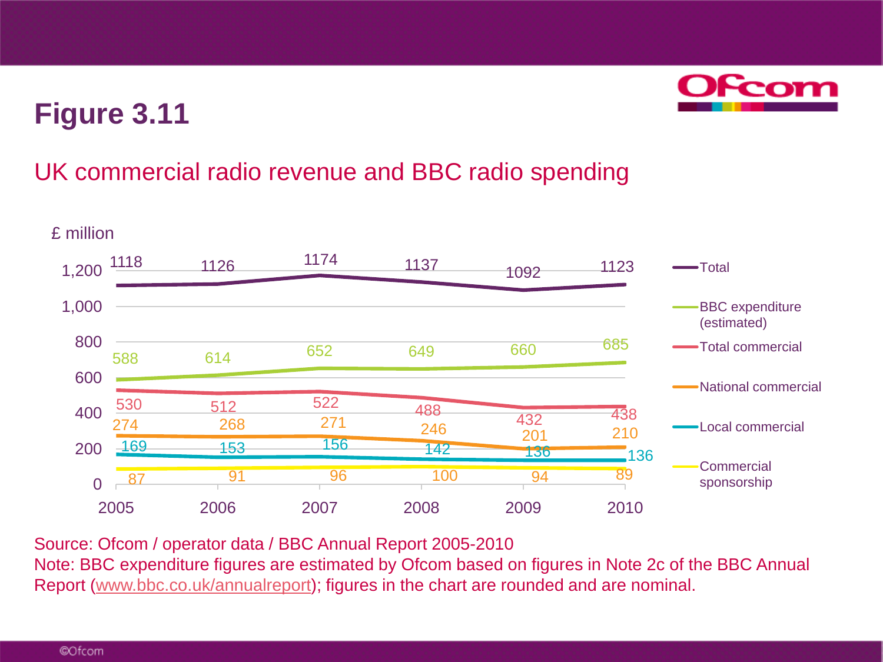# Figure 3.11

## UK commercial radio revenue and BBC radio spending

£ million

| | 2005 | 2006 | 2007 | 2008 | 2009 | 2010 |
|---|---|---|---|---|---|---|
| Total | 1118 | 1126 | 1174 | 1137 | 1092 | 1123 |
| BBC expenditure (estimated) | 588 | 614 | 652 | 649 | 660 | 685 |
| Total commercial | 530 | 512 | 522 | 488 | 432 | 438 |
| National commercial | 274 | 268 | 271 | 246 | 201 | 210 |
| Local commercial | 169 | 153 | 156 | 142 | 136 | 136 |
| Commercial sponsorship | 87 | 91 | 96 | 100 | 94 | 89 |

Source: Ofcom / operator data / BBC Annual Report 2005-2010
Note: BBC expenditure figures are estimated by Ofcom based on figures in Note 2c of the BBC Annual Report (www.bbc.co.uk/annualreport); figures in the chart are rounded and are nominal.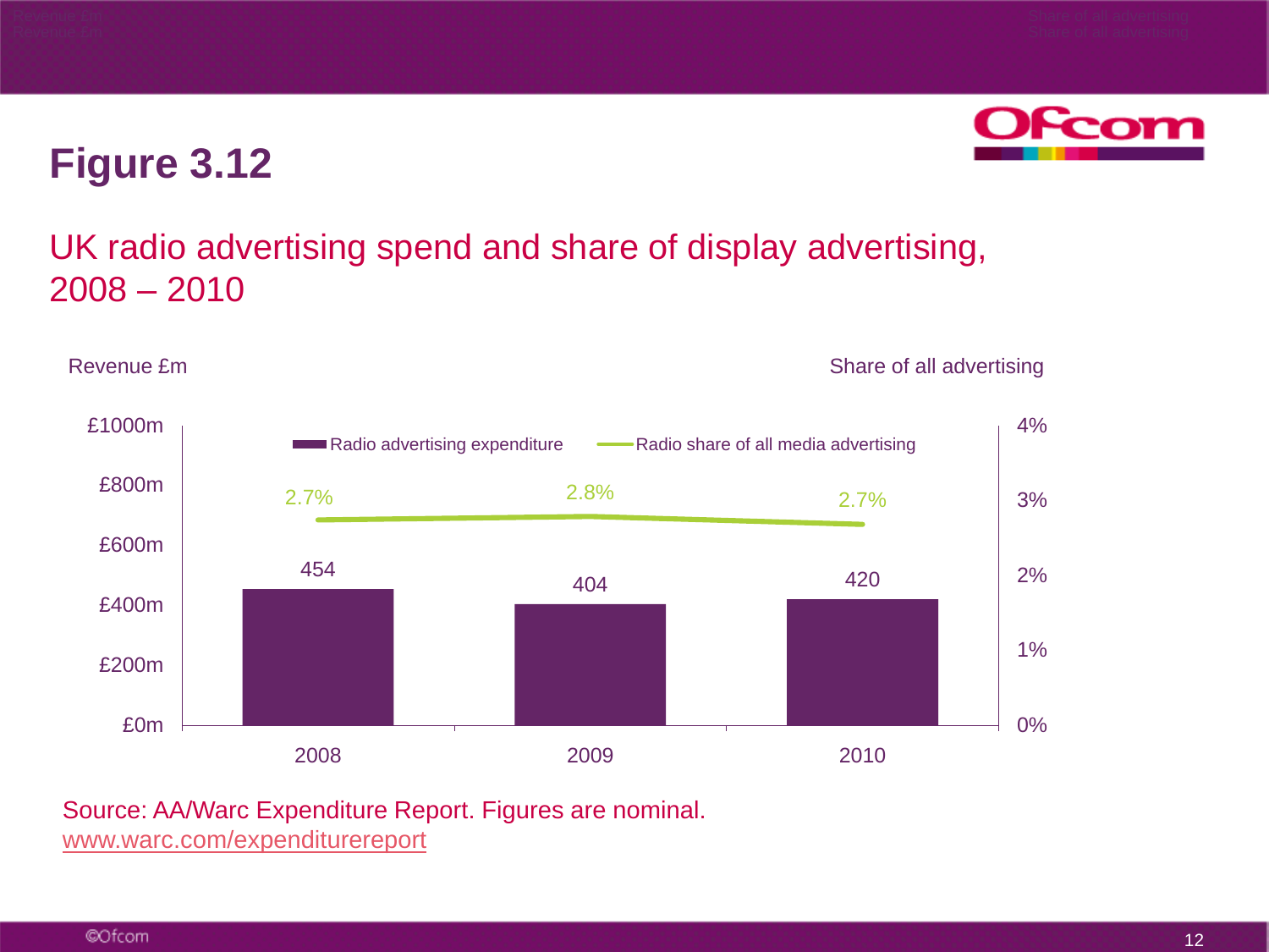# Figure 3.12

## UK radio advertising spend and share of display advertising, 2008 – 2010

Revenue £m

Share of all advertising

| Year | Radio advertising expenditure (£m) | Radio share of all media advertising |
|---|---|---|
| 2008 | 454 | 2.7% |
| 2009 | 404 | 2.8% |
| 2010 | 420 | 2.7% |

Source: AA/Warc Expenditure Report. Figures are nominal.
www.warc.com/expenditurereport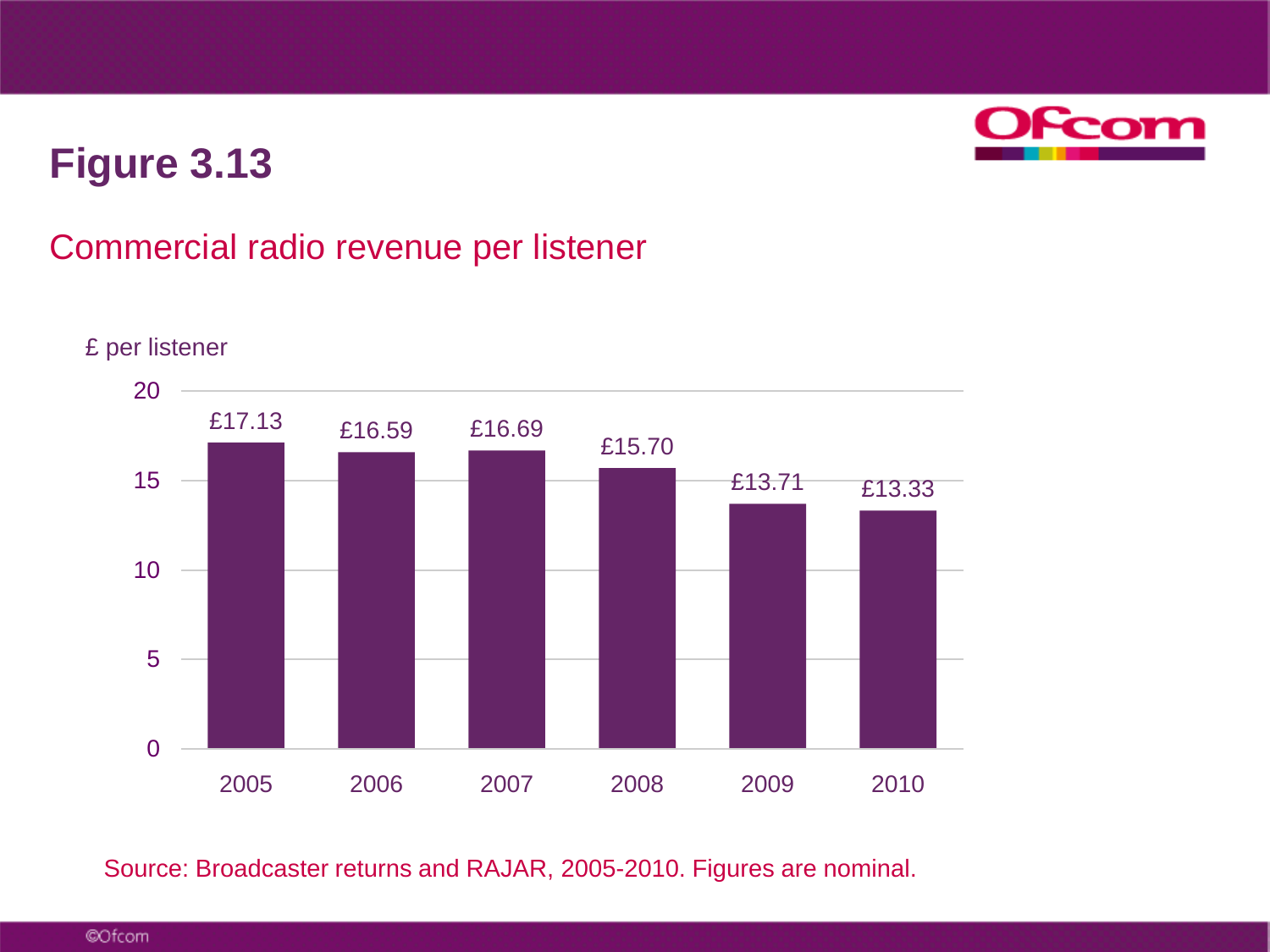# Figure 3.13

## Commercial radio revenue per listener

| Year | £ per listener |
|---|---|
| 2005 | £17.13 |
| 2006 | £16.59 |
| 2007 | £16.69 |
| 2008 | £15.70 |
| 2009 | £13.71 |
| 2010 | £13.33 |

Source: Broadcaster returns and RAJAR, 2005-2010. Figures are nominal.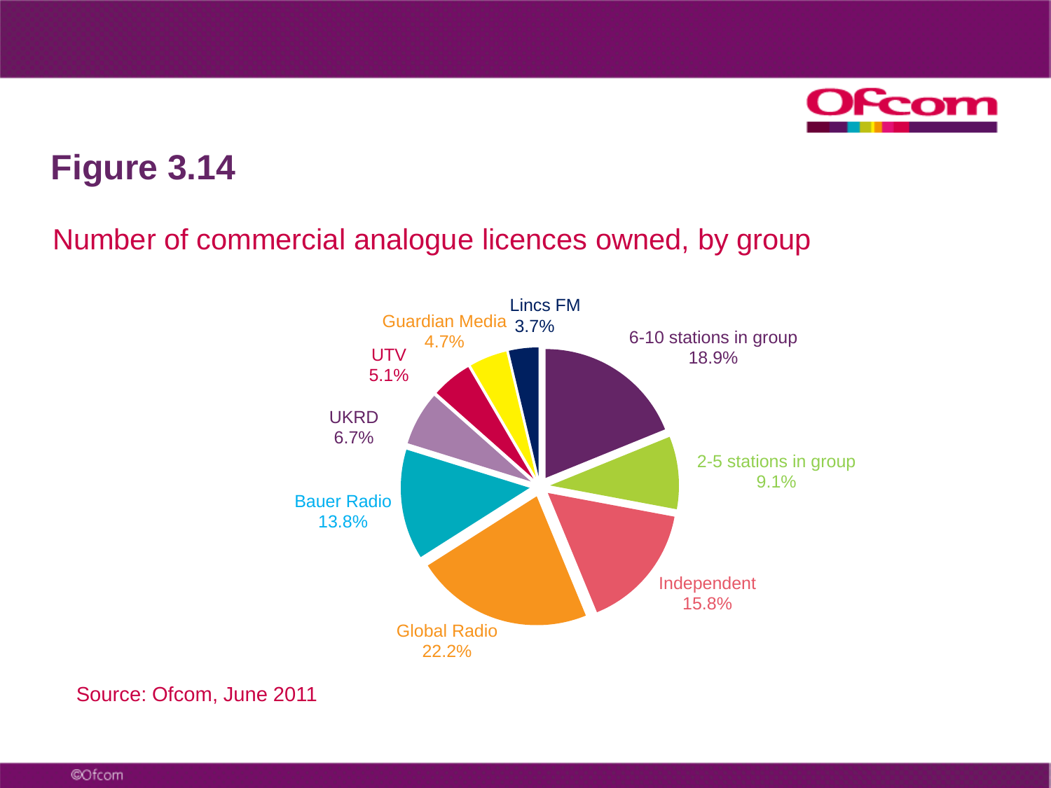# Figure 3.14

## Number of commercial analogue licences owned, by group

| Group | Share |
| --- | --- |
| 6-10 stations in group | 18.9% |
| 2-5 stations in group | 9.1% |
| Independent | 15.8% |
| Global Radio | 22.2% |
| Bauer Radio | 13.8% |
| UKRD | 6.7% |
| UTV | 5.1% |
| Guardian Media | 4.7% |
| Lincs FM | 3.7% |

Source: Ofcom, June 2011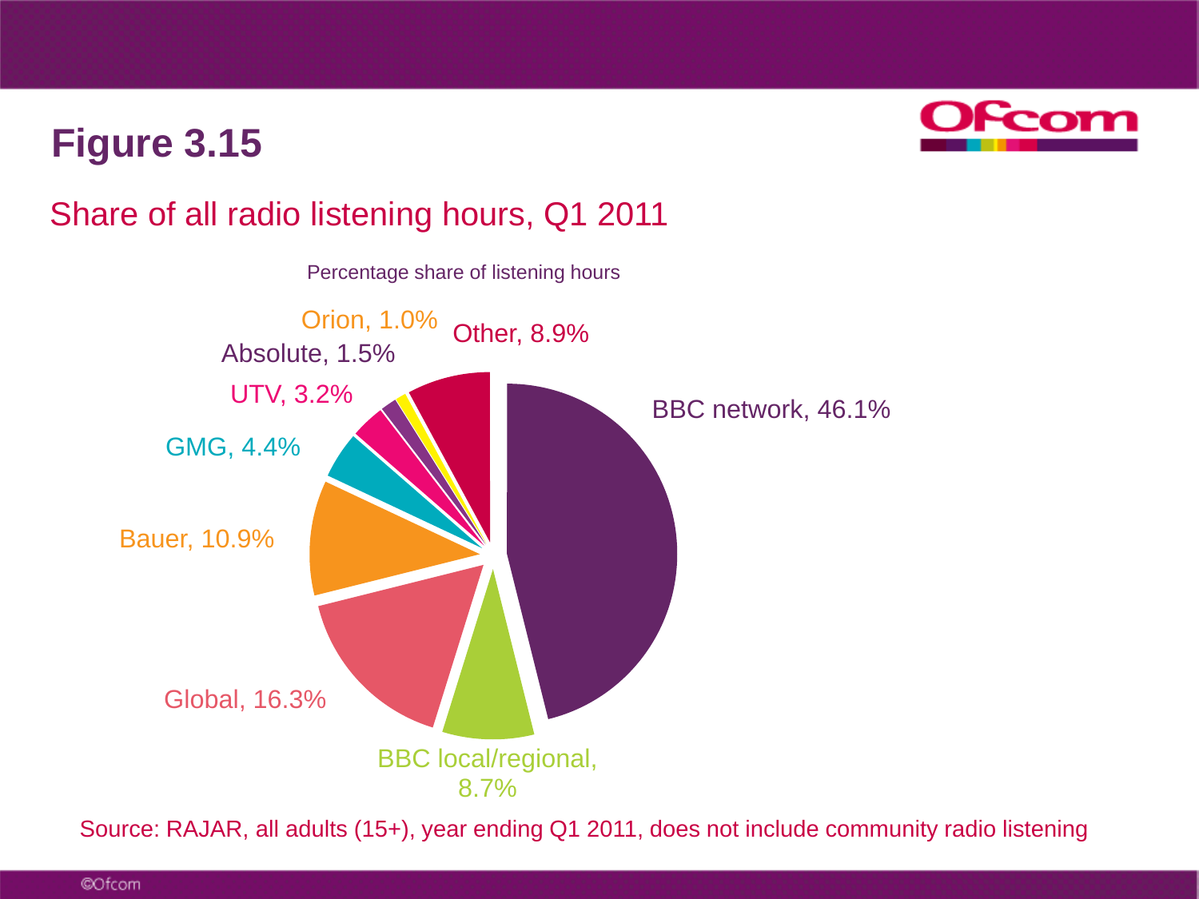# Figure 3.15

## Share of all radio listening hours, Q1 2011

Percentage share of listening hours

| Group | Share |
|---|---|
| BBC network | 46.1% |
| BBC local/regional | 8.7% |
| Global | 16.3% |
| Bauer | 10.9% |
| GMG | 4.4% |
| UTV | 3.2% |
| Absolute | 1.5% |
| Orion | 1.0% |
| Other | 8.9% |

Source: RAJAR, all adults (15+), year ending Q1 2011, does not include community radio listening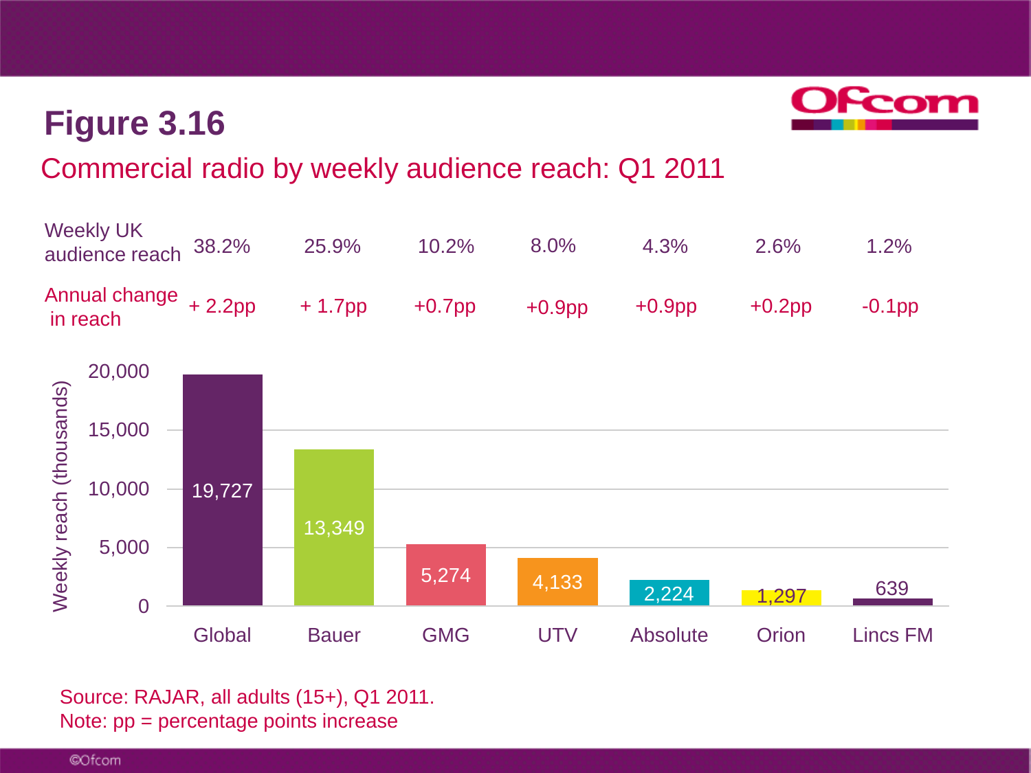# Figure 3.16

## Commercial radio by weekly audience reach: Q1 2011

| | Global | Bauer | GMG | UTV | Absolute | Orion | Lincs FM |
|---|---|---|---|---|---|---|---|
| Weekly UK audience reach | 38.2% | 25.9% | 10.2% | 8.0% | 4.3% | 2.6% | 1.2% |
| Annual change in reach | + 2.2pp | + 1.7pp | +0.7pp | +0.9pp | +0.9pp | +0.2pp | -0.1pp |
| Weekly reach (thousands) | 19,727 | 13,349 | 5,274 | 4,133 | 2,224 | 1,297 | 639 |

Source: RAJAR, all adults (15+), Q1 2011.
Note: pp = percentage points increase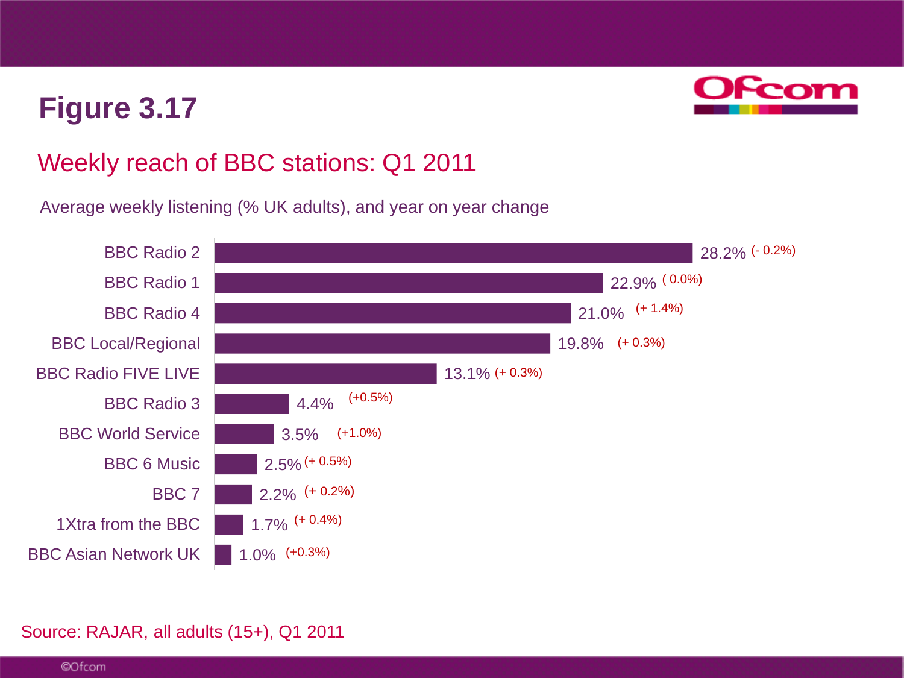# Figure 3.17

## Weekly reach of BBC stations: Q1 2011

Average weekly listening (% UK adults), and year on year change

| Station | Weekly reach | Year on year change |
|---|---|---|
| BBC Radio 2 | 28.2% | (- 0.2%) |
| BBC Radio 1 | 22.9% | ( 0.0%) |
| BBC Radio 4 | 21.0% | (+ 1.4%) |
| BBC Local/Regional | 19.8% | (+ 0.3%) |
| BBC Radio FIVE LIVE | 13.1% | (+ 0.3%) |
| BBC Radio 3 | 4.4% | (+0.5%) |
| BBC World Service | 3.5% | (+1.0%) |
| BBC 6 Music | 2.5% | (+ 0.5%) |
| BBC 7 | 2.2% | (+ 0.2%) |
| 1Xtra from the BBC | 1.7% | (+ 0.4%) |
| BBC Asian Network UK | 1.0% | (+0.3%) |

Source: RAJAR, all adults (15+), Q1 2011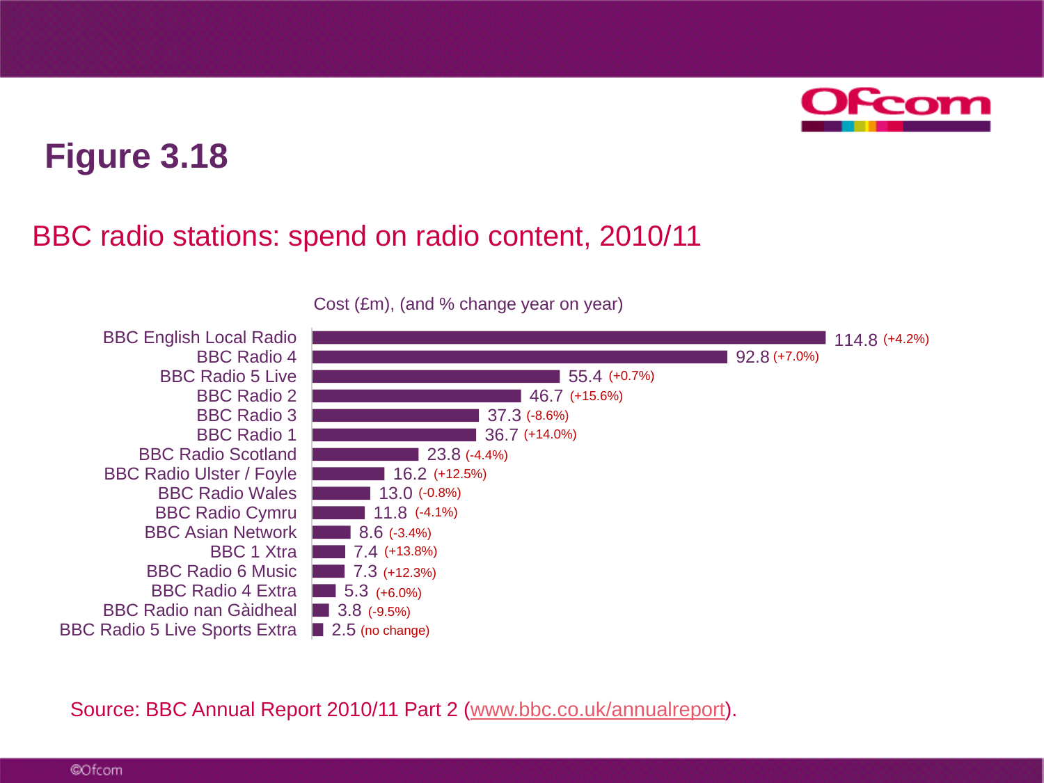# Figure 3.18

## BBC radio stations: spend on radio content, 2010/11

Cost (£m), (and % change year on year)

| Station | Cost (£m) | % change year on year |
| --- | --- | --- |
| BBC English Local Radio | 114.8 | (+4.2%) |
| BBC Radio 4 | 92.8 | (+7.0%) |
| BBC Radio 5 Live | 55.4 | (+0.7%) |
| BBC Radio 2 | 46.7 | (+15.6%) |
| BBC Radio 3 | 37.3 | (-8.6%) |
| BBC Radio 1 | 36.7 | (+14.0%) |
| BBC Radio Scotland | 23.8 | (-4.4%) |
| BBC Radio Ulster / Foyle | 16.2 | (+12.5%) |
| BBC Radio Wales | 13.0 | (-0.8%) |
| BBC Radio Cymru | 11.8 | (-4.1%) |
| BBC Asian Network | 8.6 | (-3.4%) |
| BBC 1 Xtra | 7.4 | (+13.8%) |
| BBC Radio 6 Music | 7.3 | (+12.3%) |
| BBC Radio 4 Extra | 5.3 | (+6.0%) |
| BBC Radio nan Gàidheal | 3.8 | (-9.5%) |
| BBC Radio 5 Live Sports Extra | 2.5 | (no change) |

Source: BBC Annual Report 2010/11 Part 2 (www.bbc.co.uk/annualreport).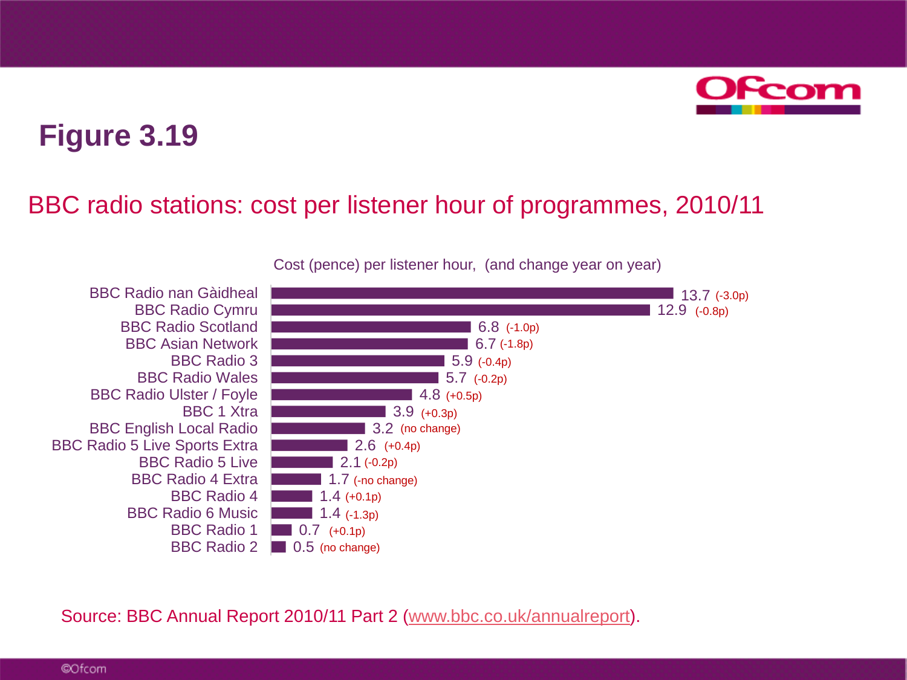# Figure 3.19

## BBC radio stations: cost per listener hour of programmes, 2010/11

Cost (pence) per listener hour, (and change year on year)

| Station | Cost (pence) per listener hour | Change year on year |
|---|---|---|
| BBC Radio nan Gàidheal | 13.7 | (-3.0p) |
| BBC Radio Cymru | 12.9 | (-0.8p) |
| BBC Radio Scotland | 6.8 | (-1.0p) |
| BBC Asian Network | 6.7 | (-1.8p) |
| BBC Radio 3 | 5.9 | (-0.4p) |
| BBC Radio Wales | 5.7 | (-0.2p) |
| BBC Radio Ulster / Foyle | 4.8 | (+0.5p) |
| BBC 1 Xtra | 3.9 | (+0.3p) |
| BBC English Local Radio | 3.2 | (no change) |
| BBC Radio 5 Live Sports Extra | 2.6 | (+0.4p) |
| BBC Radio 5 Live | 2.1 | (-0.2p) |
| BBC Radio 4 Extra | 1.7 | (-no change) |
| BBC Radio 4 | 1.4 | (+0.1p) |
| BBC Radio 6 Music | 1.4 | (-1.3p) |
| BBC Radio 1 | 0.7 | (+0.1p) |
| BBC Radio 2 | 0.5 | (no change) |

Source: BBC Annual Report 2010/11 Part 2 (www.bbc.co.uk/annualreport).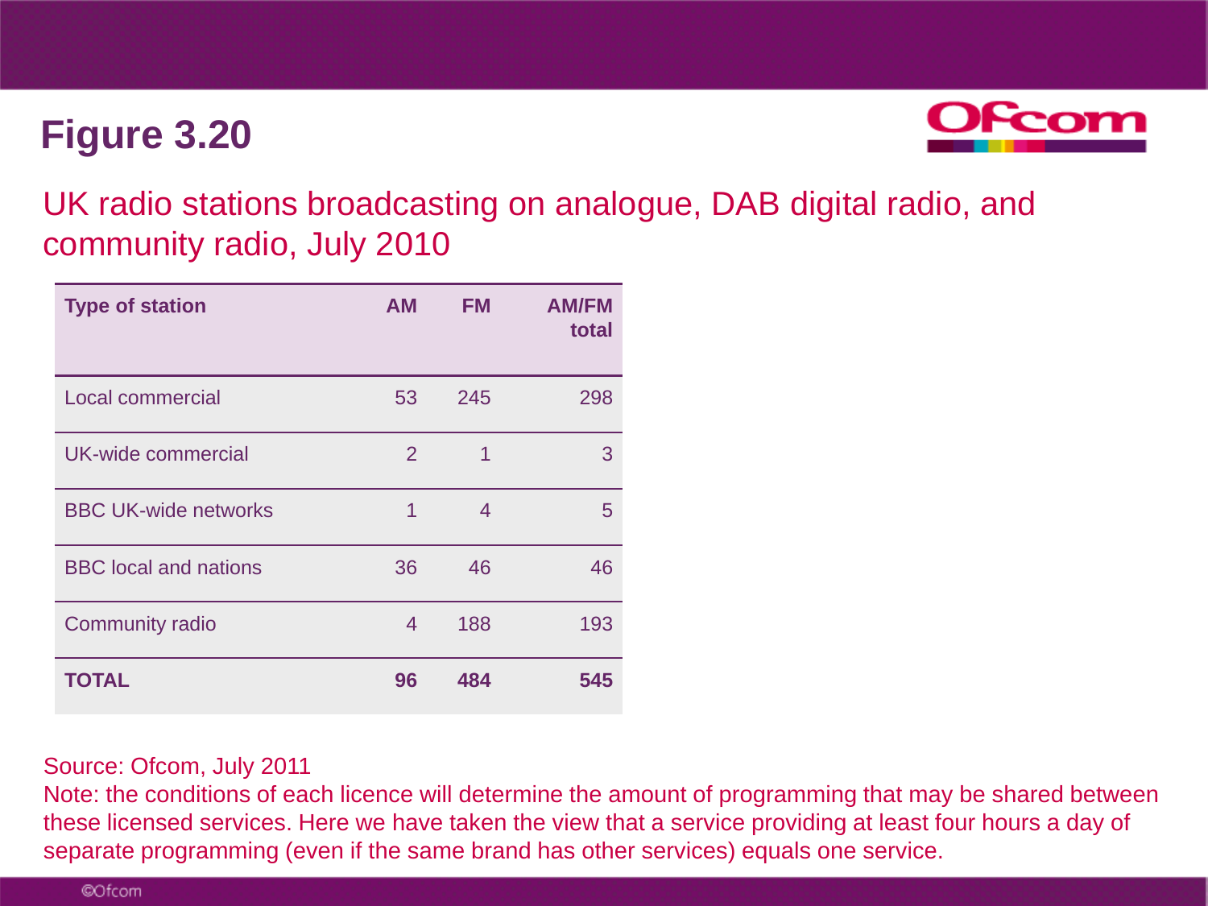# Figure 3.20

## UK radio stations broadcasting on analogue, DAB digital radio, and community radio, July 2010

| Type of station | AM | FM | AM/FM total |
|---|---|---|---|
| Local commercial | 53 | 245 | 298 |
| UK-wide commercial | 2 | 1 | 3 |
| BBC UK-wide networks | 1 | 4 | 5 |
| BBC local and nations | 36 | 46 | 46 |
| Community radio | 4 | 188 | 193 |
| **TOTAL** | **96** | **484** | **545** |

Source: Ofcom, July 2011

Note: the conditions of each licence will determine the amount of programming that may be shared between these licensed services. Here we have taken the view that a service providing at least four hours a day of separate programming (even if the same brand has other services) equals one service.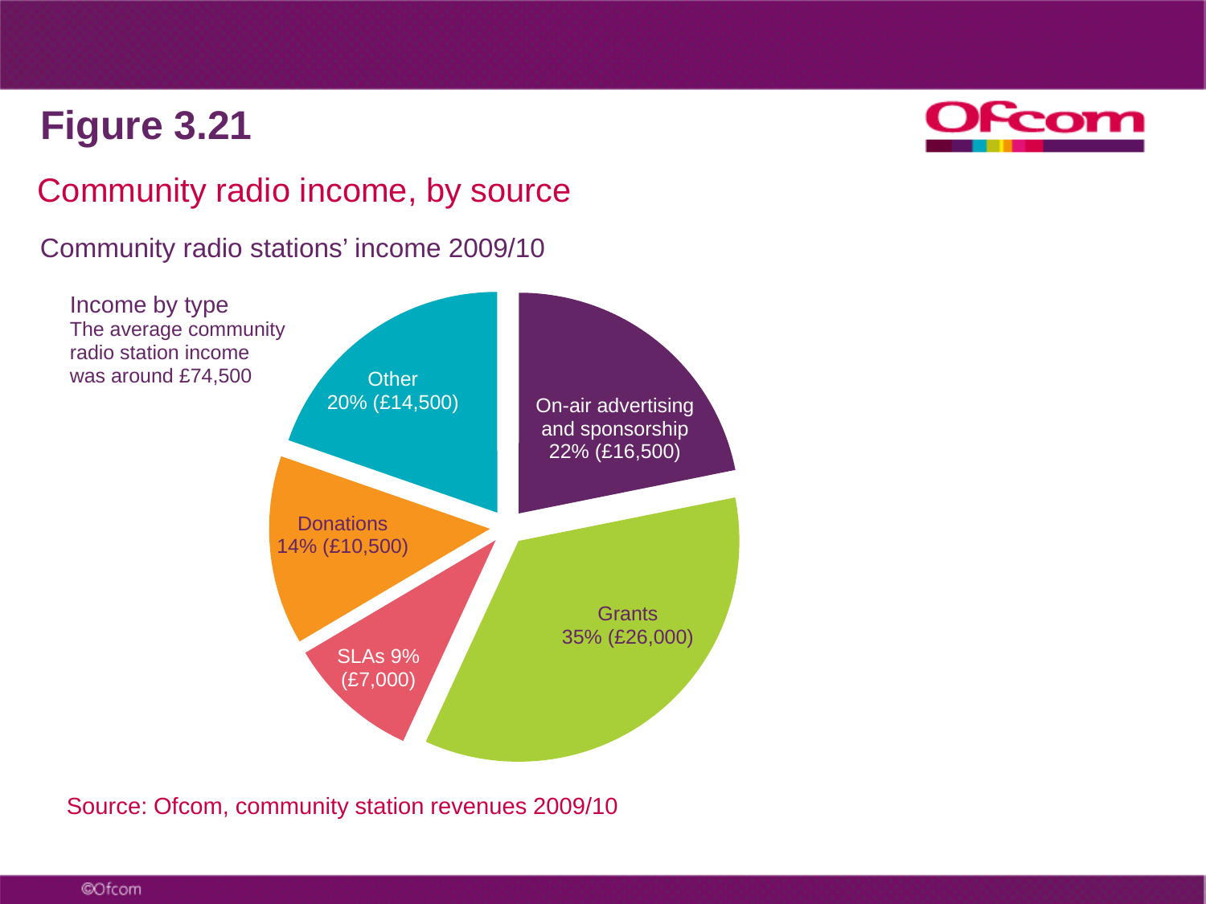# Figure 3.21

## Community radio income, by source

Community radio stations' income 2009/10

Income by type
The average community radio station income was around £74,500

| Source | Share | Amount |
| --- | --- | --- |
| On-air advertising and sponsorship | 22% | £16,500 |
| Grants | 35% | £26,000 |
| SLAs | 9% | £7,000 |
| Donations | 14% | £10,500 |
| Other | 20% | £14,500 |

Source: Ofcom, community station revenues 2009/10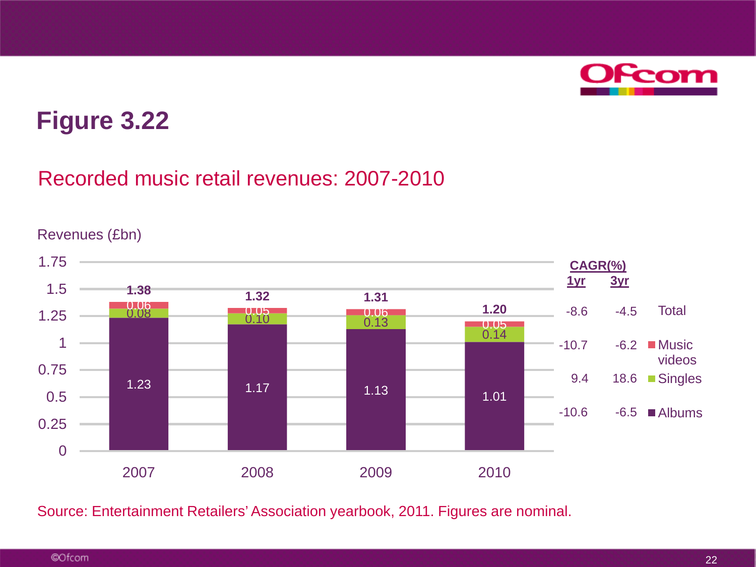# Figure 3.22

## Recorded music retail revenues: 2007-2010

Revenues (£bn)

| | 2007 | 2008 | 2009 | 2010 |
|---|---|---|---|---|
| Music videos | 0.06 | 0.05 | 0.06 | 0.05 |
| Singles | 0.08 | 0.10 | 0.13 | 0.14 |
| Albums | 1.23 | 1.17 | 1.13 | 1.01 |
| Total | 1.38 | 1.32 | 1.31 | 1.20 |

| | CAGR(%) 1yr | CAGR(%) 3yr |
|---|---|---|
| Total | -8.6 | -4.5 |
| Music videos | -10.7 | -6.2 |
| Singles | 9.4 | 18.6 |
| Albums | -10.6 | -6.5 |

Source: Entertainment Retailers' Association yearbook, 2011. Figures are nominal.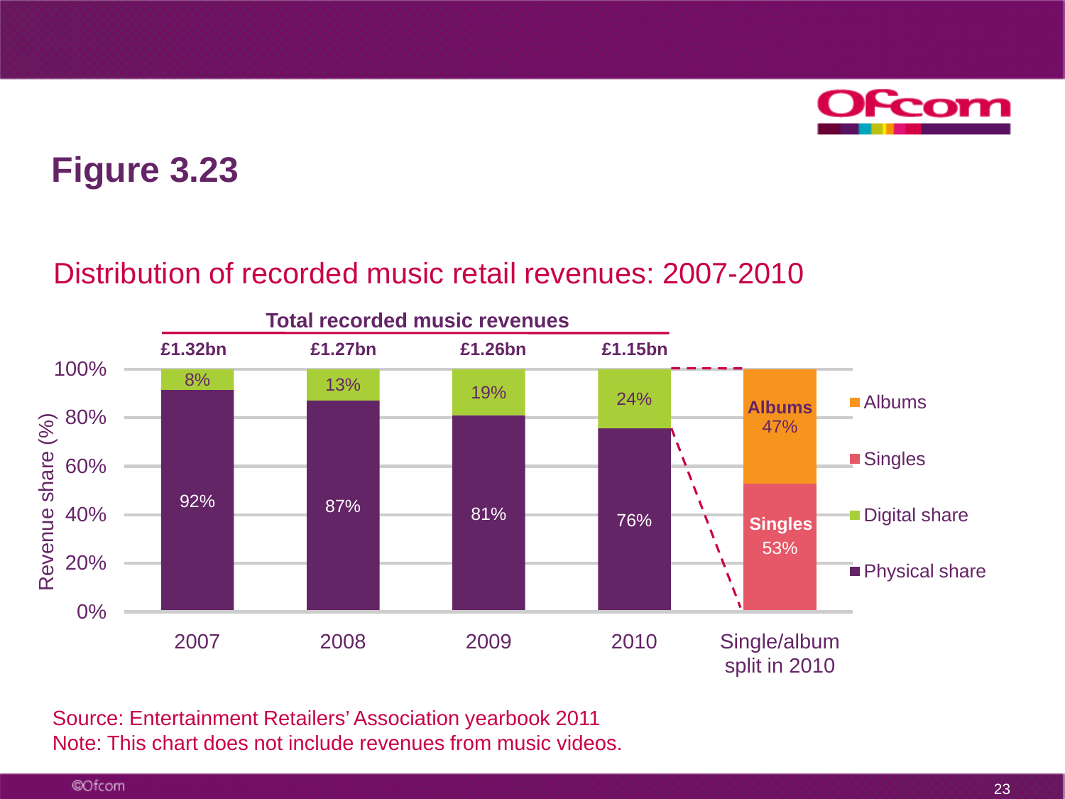# Figure 3.23

## Distribution of recorded music retail revenues: 2007-2010

**Total recorded music revenues**

| | 2007 | 2008 | 2009 | 2010 | Single/album split in 2010 |
|---|---|---|---|---|---|
| Total | £1.32bn | £1.27bn | £1.26bn | £1.15bn | |
| Digital share | 8% | 13% | 19% | 24% | |
| Physical share | 92% | 87% | 81% | 76% | |
| Albums | | | | | 47% |
| Singles | | | | | 53% |

Revenue share (%)

Source: Entertainment Retailers' Association yearbook 2011
Note: This chart does not include revenues from music videos.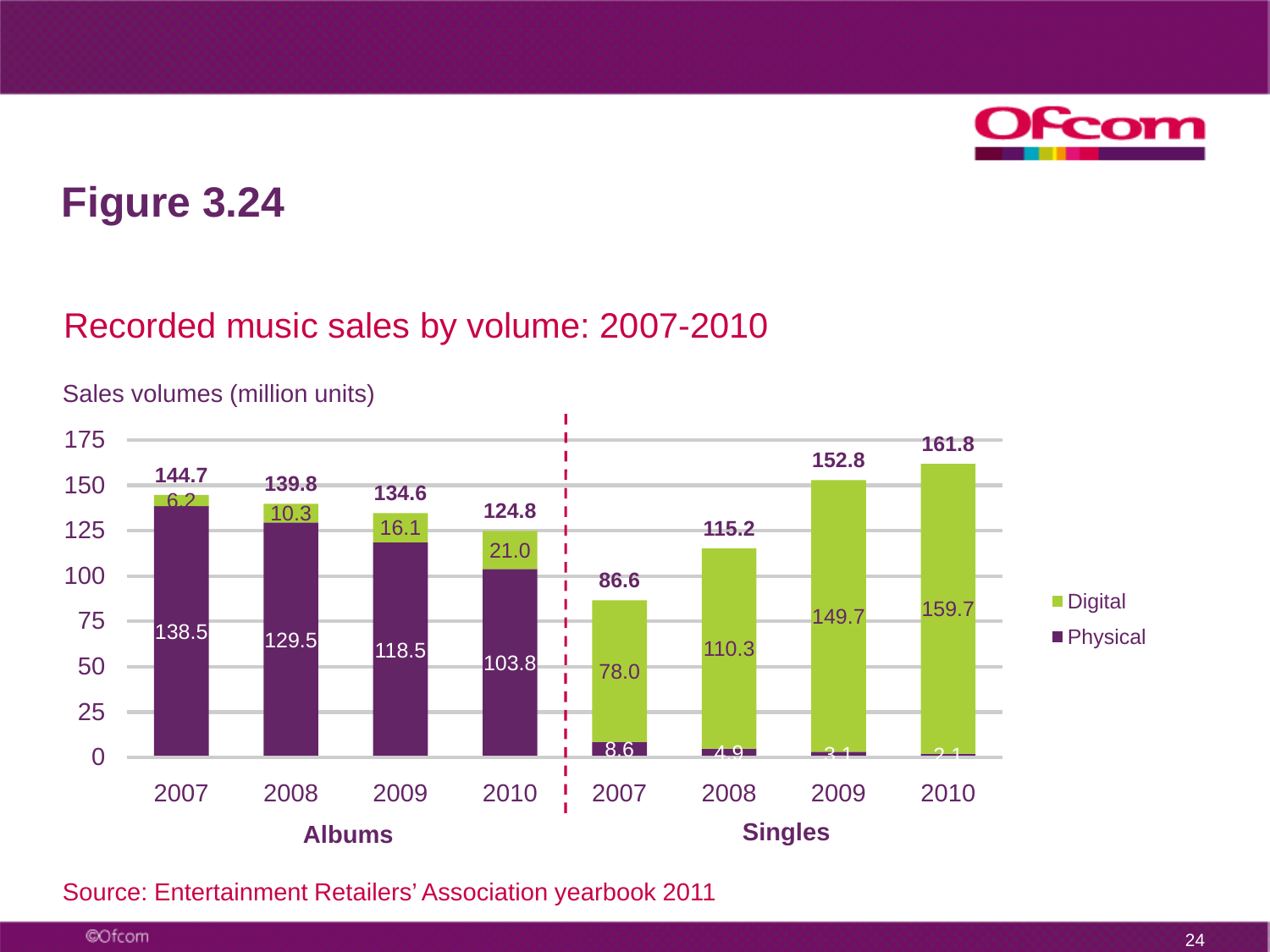# Figure 3.24

## Recorded music sales by volume: 2007-2010

Sales volumes (million units)

| | Year | Physical | Digital | Total |
|---|---|---|---|---|
| Albums | 2007 | 138.5 | 6.2 | 144.7 |
| Albums | 2008 | 129.5 | 10.3 | 139.8 |
| Albums | 2009 | 118.5 | 16.1 | 134.6 |
| Albums | 2010 | 103.8 | 21.0 | 124.8 |
| Singles | 2007 | 8.6 | 78.0 | 86.6 |
| Singles | 2008 | 4.9 | 110.3 | 115.2 |
| Singles | 2009 | 3.1 | 149.7 | 152.8 |
| Singles | 2010 | 2.1 | 159.7 | 161.8 |

Source: Entertainment Retailers' Association yearbook 2011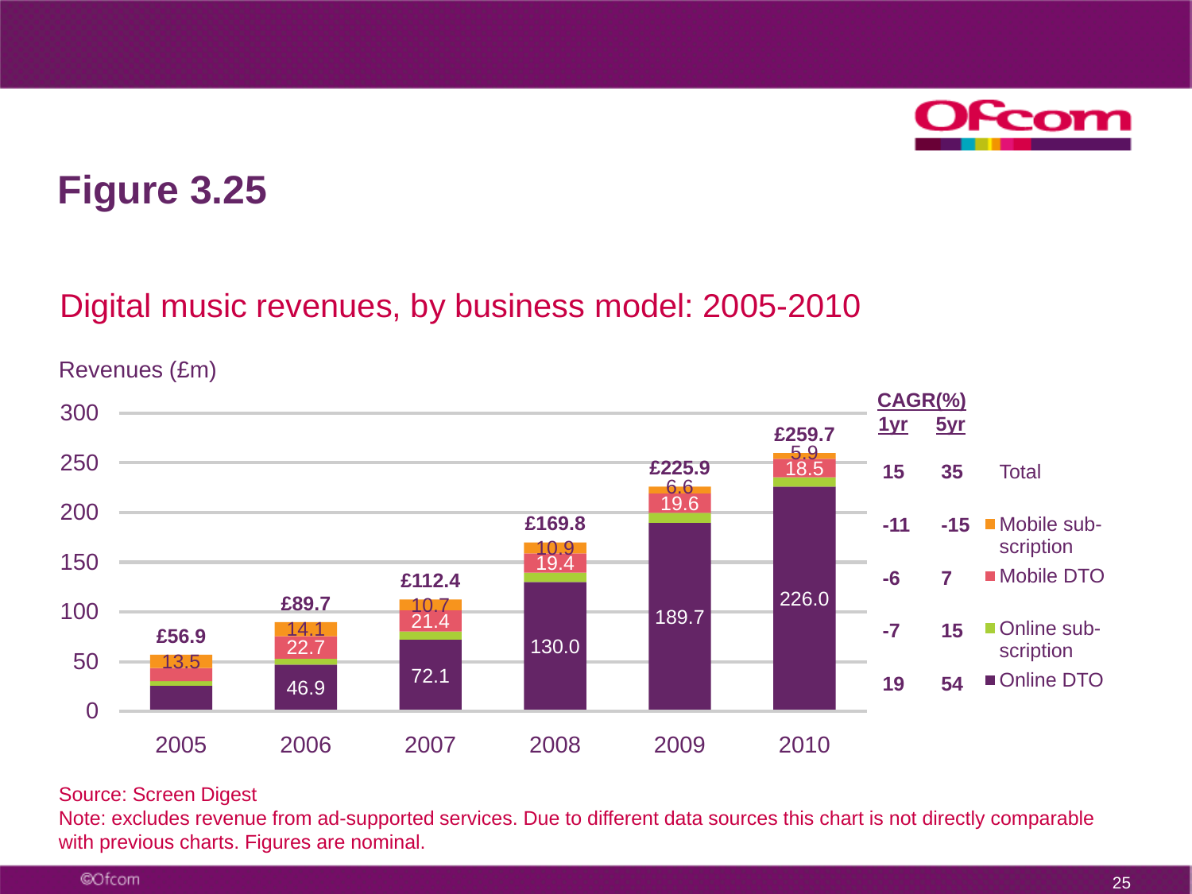# Figure 3.25

## Digital music revenues, by business model: 2005-2010

Revenues (£m)

| Year | Online DTO | Online sub-scription | Mobile DTO | Mobile sub-scription | Total |
|---|---|---|---|---|---|
| 2005 | | | | 13.5 | £56.9 |
| 2006 | 46.9 | | 22.7 | 14.1 | £89.7 |
| 2007 | 72.1 | | 21.4 | 10.7 | £112.4 |
| 2008 | 130.0 | | 19.4 | 10.9 | £169.8 |
| 2009 | 189.7 | | 19.6 | 6.6 | £225.9 |
| 2010 | 226.0 | | 18.5 | 5.9 | £259.7 |

| CAGR(%) 1yr | CAGR(%) 5yr | |
|---|---|---|
| 15 | 35 | Total |
| -11 | -15 | Mobile sub-scription |
| -6 | 7 | Mobile DTO |
| -7 | 15 | Online sub-scription |
| 19 | 54 | Online DTO |

Source: Screen Digest

Note: excludes revenue from ad-supported services. Due to different data sources this chart is not directly comparable with previous charts. Figures are nominal.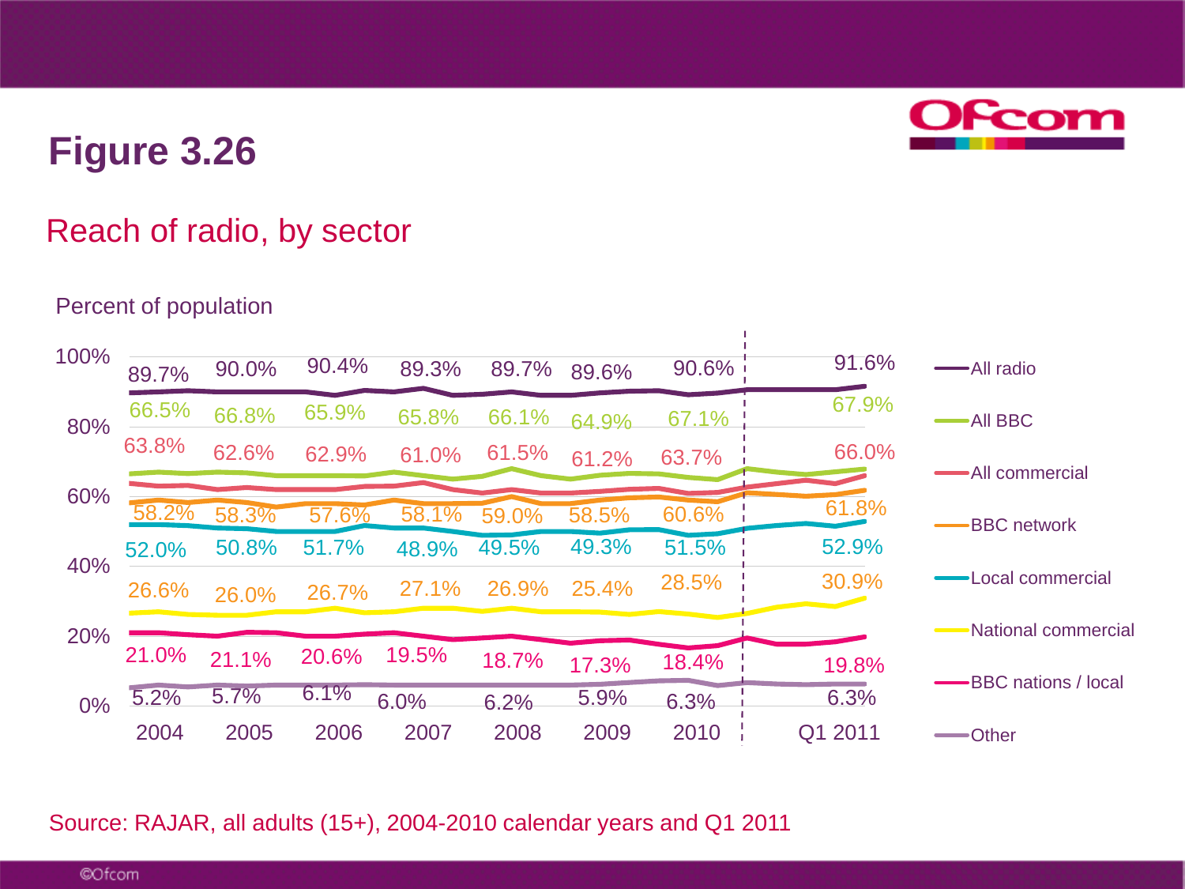# Figure 3.26

## Reach of radio, by sector

Percent of population

| Sector | 2004 | 2005 | 2006 | 2007 | 2008 | 2009 | 2010 | Q1 2011 |
|---|---|---|---|---|---|---|---|---|
| All radio | 89.7% | 90.0% | 90.4% | 89.3% | 89.7% | 89.6% | 90.6% | 91.6% |
| All BBC | 66.5% | 66.8% | 65.9% | 65.8% | 66.1% | 64.9% | 67.1% | 67.9% |
| All commercial | 63.8% | 62.6% | 62.9% | 61.0% | 61.5% | 61.2% | 63.7% | 66.0% |
| BBC network | 58.2% | 58.3% | 57.6% | 58.1% | 59.0% | 58.5% | 60.6% | 61.8% |
| Local commercial | 52.0% | 50.8% | 51.7% | 48.9% | 49.5% | 49.3% | 51.5% | 52.9% |
| National commercial | 26.6% | 26.0% | 26.7% | 27.1% | 26.9% | 25.4% | 28.5% | 30.9% |
| BBC nations / local | 21.0% | 21.1% | 20.6% | 19.5% | 18.7% | 17.3% | 18.4% | 19.8% |
| Other | 5.2% | 5.7% | 6.1% | 6.0% | 6.2% | 5.9% | 6.3% | 6.3% |

Source: RAJAR, all adults (15+), 2004-2010 calendar years and Q1 2011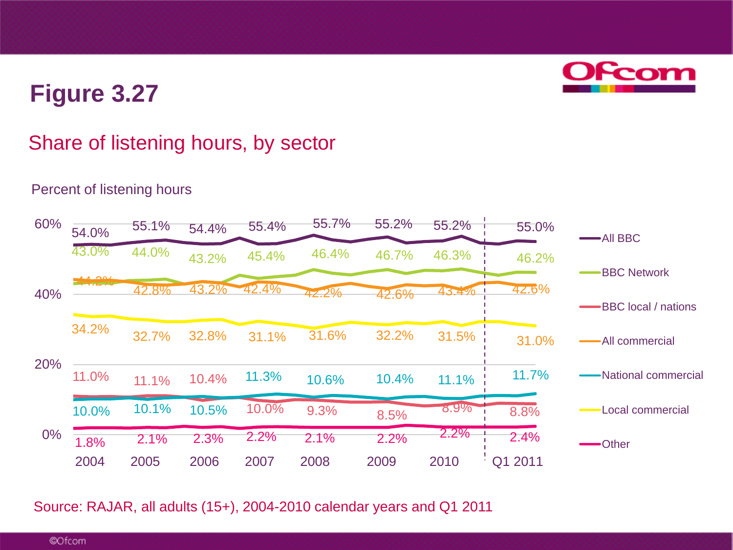# Figure 3.27

## Share of listening hours, by sector

Percent of listening hours

| Sector | 2004 | 2005 | 2006 | 2007 | 2008 | 2009 | 2010 | Q1 2011 |
|---|---|---|---|---|---|---|---|---|
| All BBC | 54.0% | 55.1% | 54.4% | 55.4% | 55.7% | 55.2% | 55.2% | 55.0% |
| BBC Network | 43.0% | 44.0% | 43.2% | 45.4% | 46.4% | 46.7% | 46.3% | 46.2% |
| All commercial | 44.2% | 42.8% | 43.2% | 42.4% | 42.2% | 42.6% | 43.4% | 42.6% |
| Local commercial | 34.2% | 32.7% | 32.8% | 31.1% | 31.6% | 32.2% | 31.5% | 31.0% |
| BBC local / nations | 11.0% | 11.1% | 10.4% | 10.0% | 9.3% | 8.5% | 8.9% | 8.8% |
| National commercial | 10.0% | 10.1% | 10.5% | 11.3% | 10.6% | 10.4% | 11.1% | 11.7% |
| Other | 1.8% | 2.1% | 2.3% | 2.2% | 2.1% | 2.2% | 2.2% | 2.4% |

Source: RAJAR, all adults (15+), 2004-2010 calendar years and Q1 2011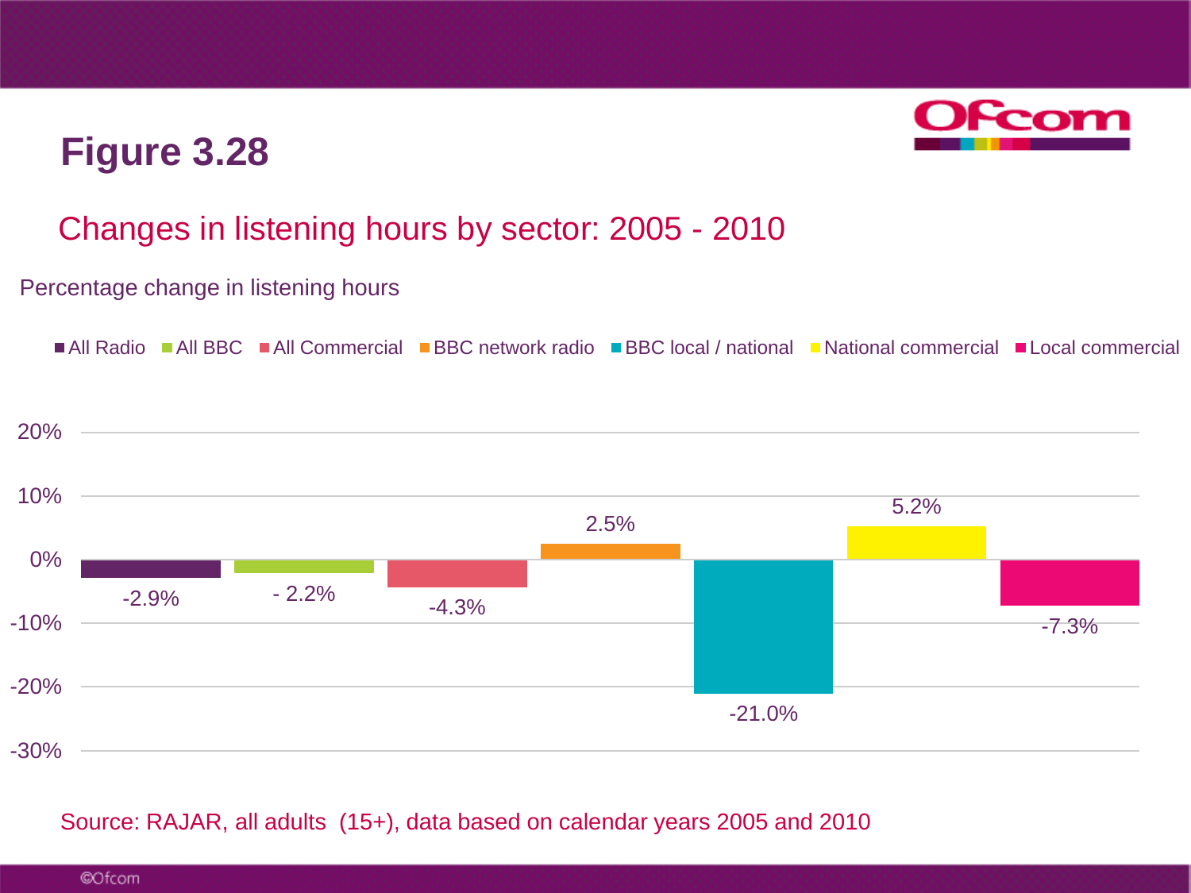# Figure 3.28

## Changes in listening hours by sector: 2005 - 2010

Percentage change in listening hours

| Sector | Percentage change |
| --- | --- |
| All Radio | -2.9% |
| All BBC | - 2.2% |
| All Commercial | -4.3% |
| BBC network radio | 2.5% |
| BBC local / national | -21.0% |
| National commercial | 5.2% |
| Local commercial | -7.3% |

Source: RAJAR, all adults (15+), data based on calendar years 2005 and 2010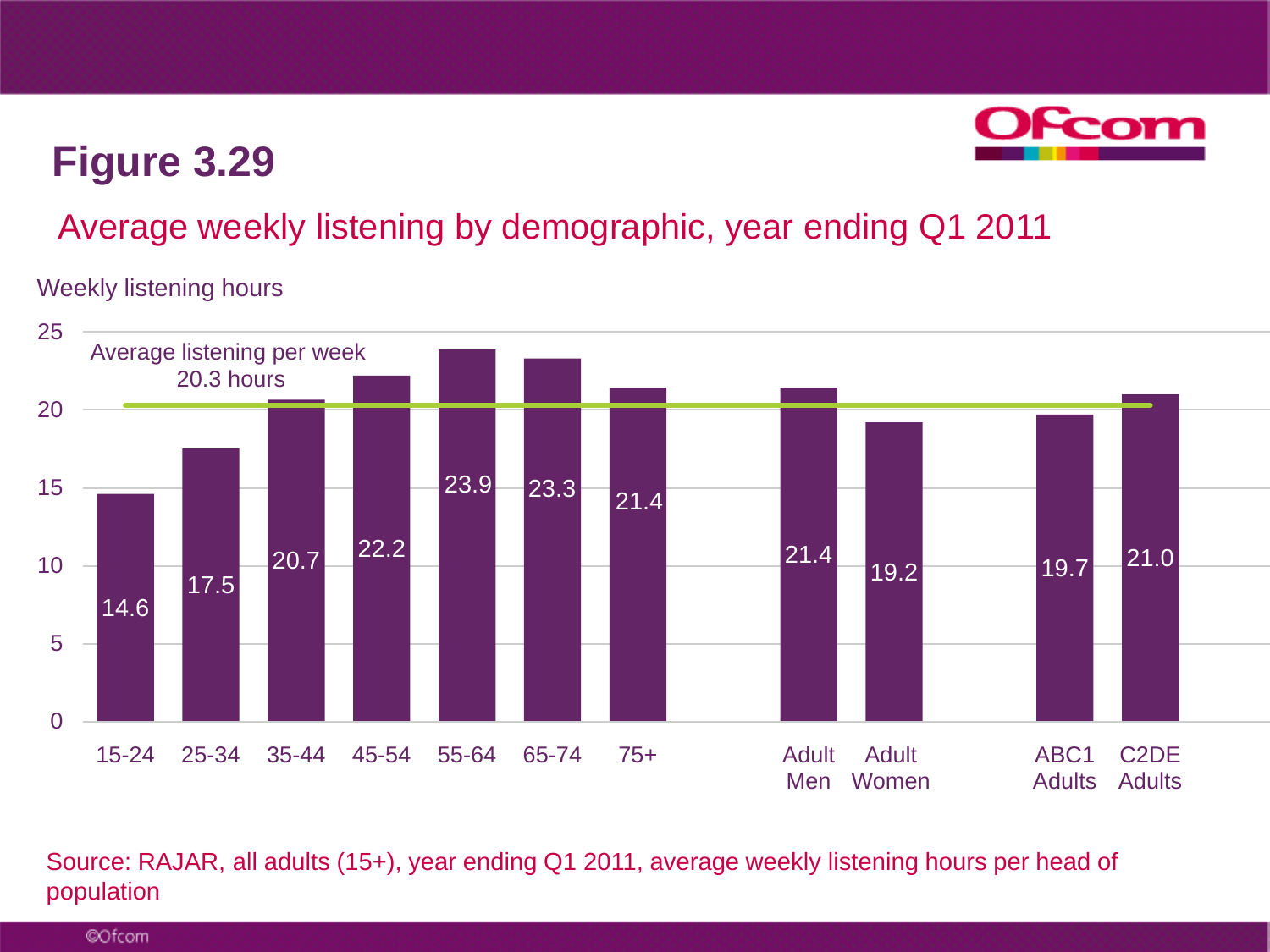# Figure 3.29

## Average weekly listening by demographic, year ending Q1 2011

Weekly listening hours

Average listening per week 20.3 hours

| Demographic | Weekly listening hours |
|---|---|
| 15-24 | 14.6 |
| 25-34 | 17.5 |
| 35-44 | 20.7 |
| 45-54 | 22.2 |
| 55-64 | 23.9 |
| 65-74 | 23.3 |
| 75+ | 21.4 |
| Adult Men | 21.4 |
| Adult Women | 19.2 |
| ABC1 Adults | 19.7 |
| C2DE Adults | 21.0 |

Source: RAJAR, all adults (15+), year ending Q1 2011, average weekly listening hours per head of population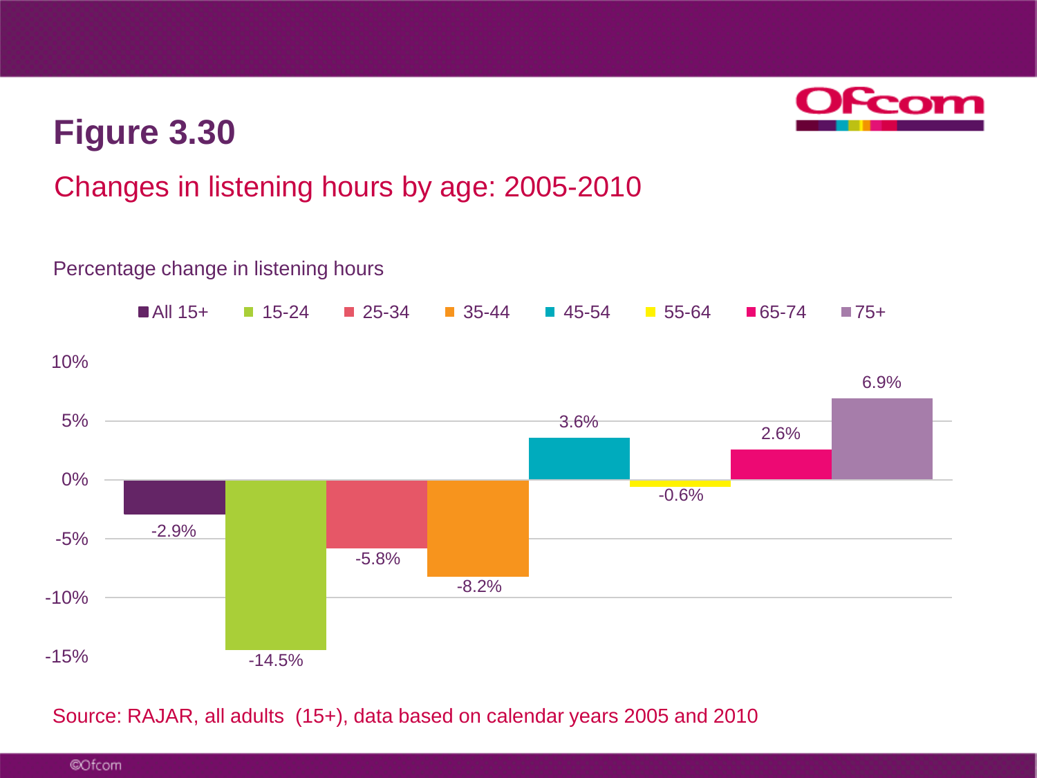# Figure 3.30

## Changes in listening hours by age: 2005-2010

Percentage change in listening hours

| Age group | Percentage change |
|---|---|
| All 15+ | -2.9% |
| 15-24 | -14.5% |
| 25-34 | -5.8% |
| 35-44 | -8.2% |
| 45-54 | 3.6% |
| 55-64 | -0.6% |
| 65-74 | 2.6% |
| 75+ | 6.9% |

Source: RAJAR, all adults (15+), data based on calendar years 2005 and 2010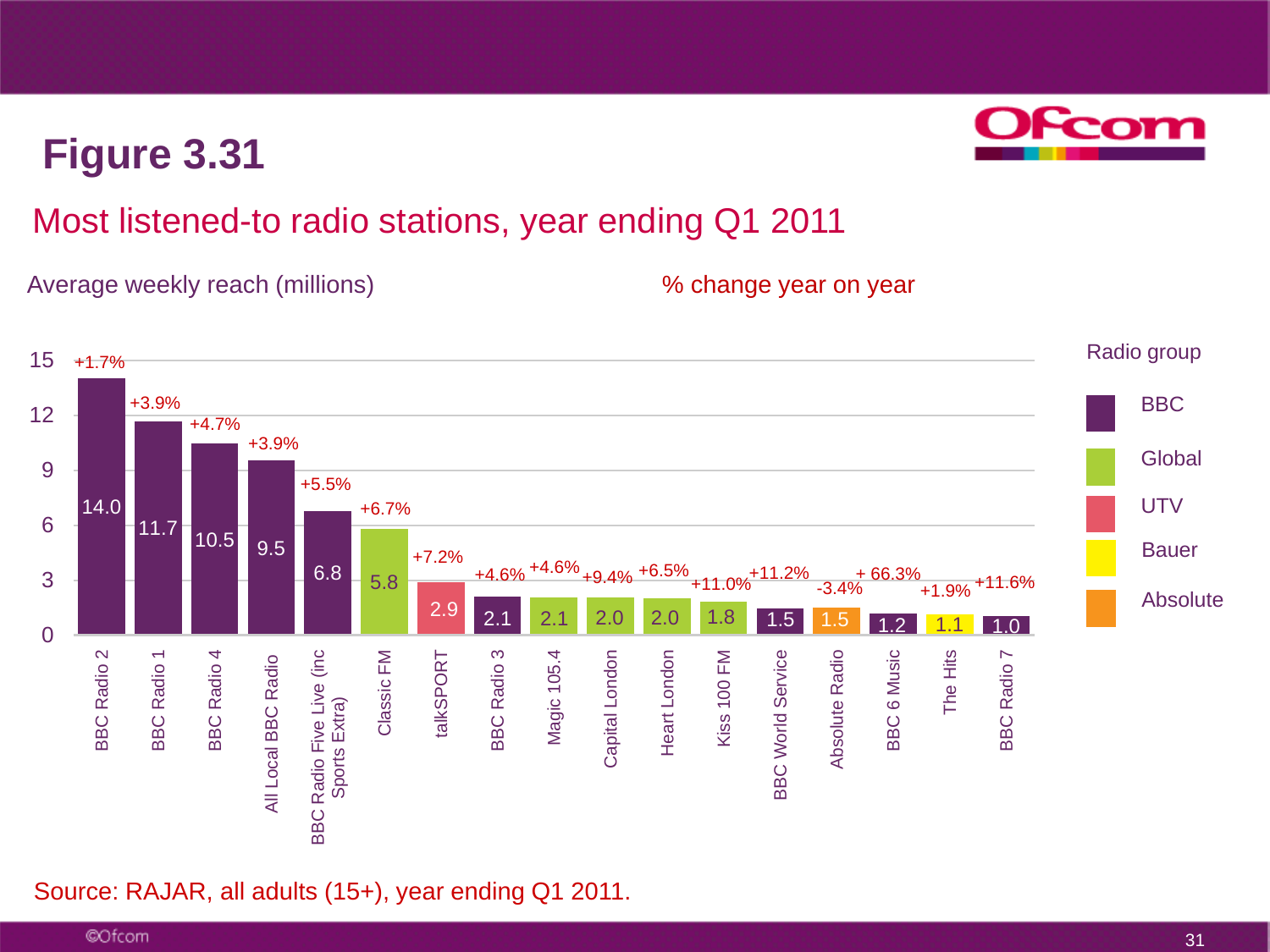# Figure 3.31

## Most listened-to radio stations, year ending Q1 2011

Average weekly reach (millions) — % change year on year

| Station | Radio group | Average weekly reach (millions) | % change year on year |
|---|---|---|---|
| BBC Radio 2 | BBC | 14.0 | +1.7% |
| BBC Radio 1 | BBC | 11.7 | +3.9% |
| BBC Radio 4 | BBC | 10.5 | +4.7% |
| All Local BBC Radio | BBC | 9.5 | +3.9% |
| BBC Radio Five Live (inc Sports Extra) | BBC | 6.8 | +5.5% |
| Classic FM | Global | 5.8 | +6.7% |
| talkSPORT | UTV | 2.9 | +7.2% |
| BBC Radio 3 | BBC | 2.1 | +4.6% |
| Magic 105.4 | Bauer | 2.1 | +4.6% |
| Capital London | Global | 2.0 | +9.4% |
| Heart London | Global | 2.0 | +6.5% |
| Kiss 100 FM | Bauer | 1.8 | +11.0% |
| BBC World Service | BBC | 1.5 | +11.2% |
| Absolute Radio | Absolute | 1.5 | -3.4% |
| BBC 6 Music | BBC | 1.2 | + 66.3% |
| The Hits | Bauer | 1.1 | +1.9% |
| BBC Radio 7 | BBC | 1.0 | +11.6% |

Source: RAJAR, all adults (15+), year ending Q1 2011.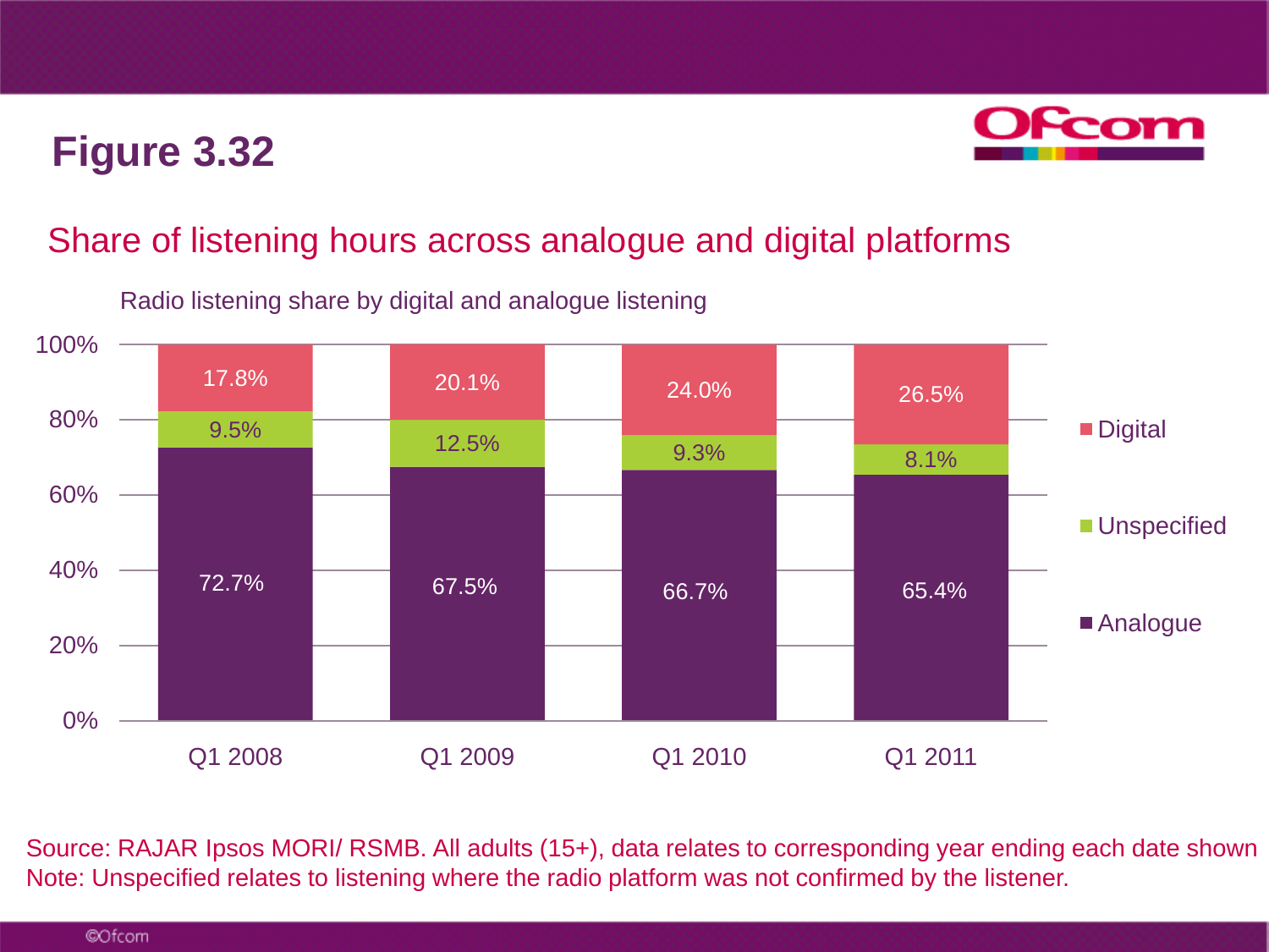# Figure 3.32

## Share of listening hours across analogue and digital platforms

Radio listening share by digital and analogue listening

| | Q1 2008 | Q1 2009 | Q1 2010 | Q1 2011 |
|---|---|---|---|---|
| Digital | 17.8% | 20.1% | 24.0% | 26.5% |
| Unspecified | 9.5% | 12.5% | 9.3% | 8.1% |
| Analogue | 72.7% | 67.5% | 66.7% | 65.4% |

Source: RAJAR Ipsos MORI/ RSMB. All adults (15+), data relates to corresponding year ending each date shown
Note: Unspecified relates to listening where the radio platform was not confirmed by the listener.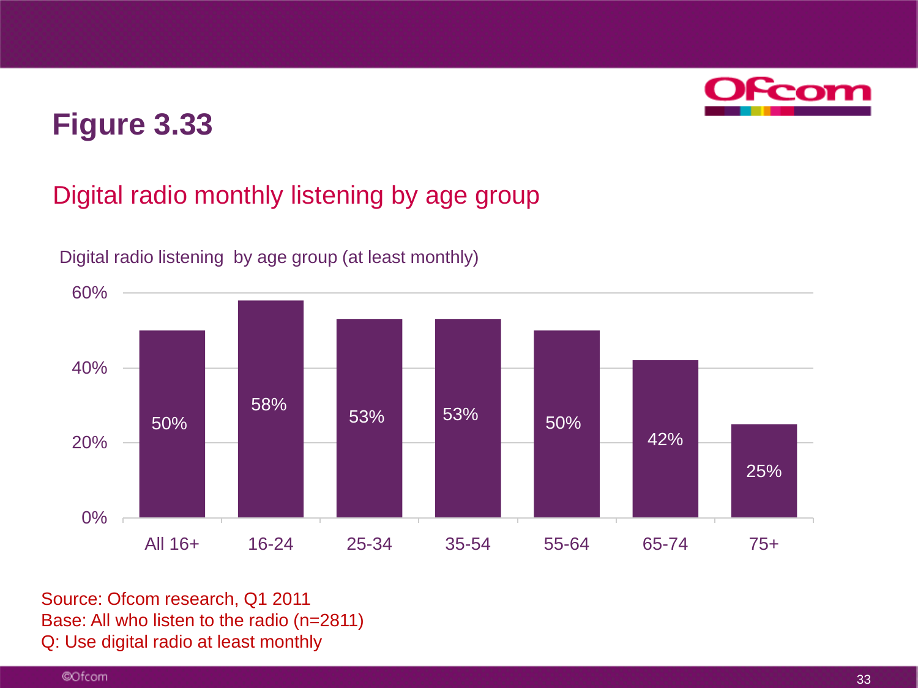# Figure 3.33

## Digital radio monthly listening by age group

Digital radio listening by age group (at least monthly)

| Age group | % |
|---|---|
| All 16+ | 50% |
| 16-24 | 58% |
| 25-34 | 53% |
| 35-54 | 53% |
| 55-64 | 50% |
| 65-74 | 42% |
| 75+ | 25% |

Source: Ofcom research, Q1 2011
Base: All who listen to the radio (n=2811)
Q: Use digital radio at least monthly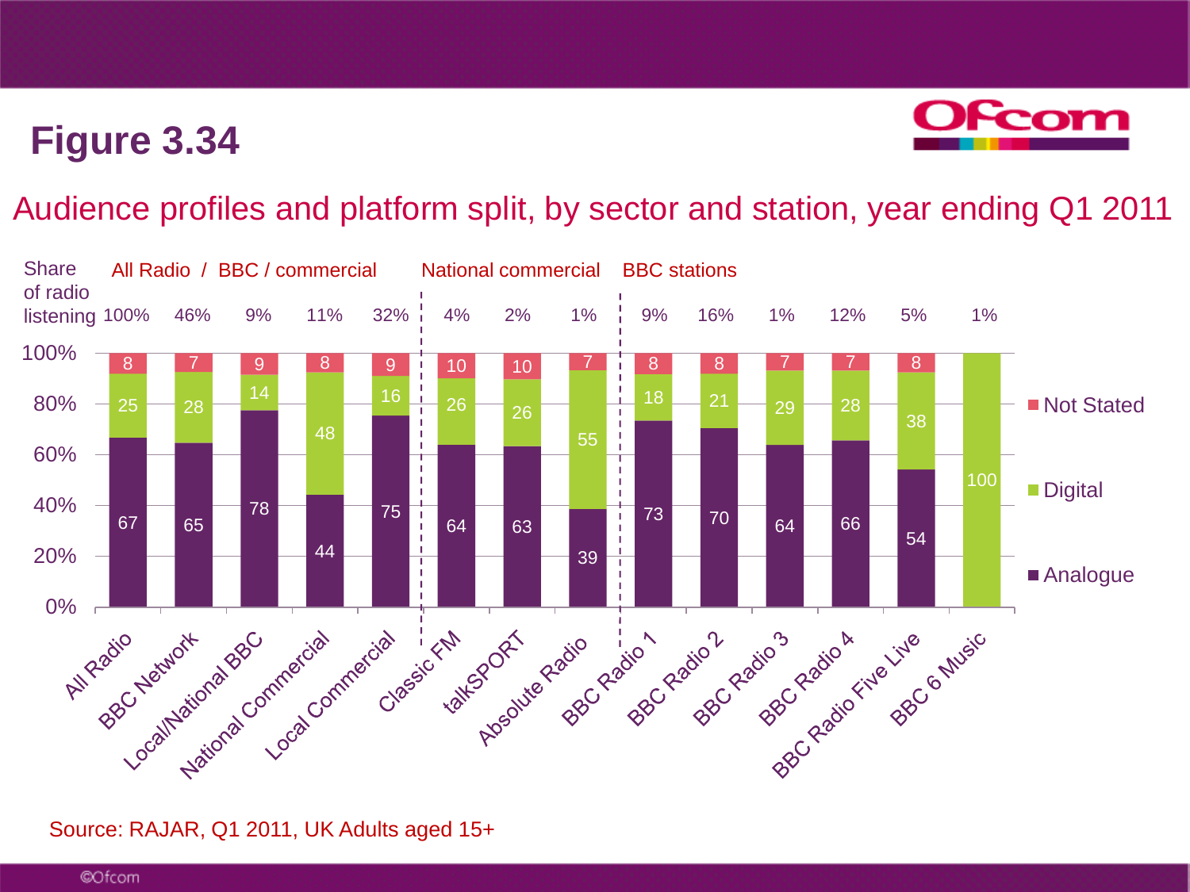# Figure 3.34

## Audience profiles and platform split, by sector and station, year ending Q1 2011

| Group | Station | Share of radio listening | Analogue | Digital | Not Stated |
|---|---|---|---|---|---|
| All Radio / BBC / commercial | All Radio | 100% | 67 | 25 | 8 |
| | BBC Network | 46% | 65 | 28 | 7 |
| | Local/National BBC | 9% | 78 | 14 | 9 |
| | National Commercial | 11% | 44 | 48 | 8 |
| | Local Commercial | 32% | 75 | 16 | 9 |
| National commercial | Classic FM | 4% | 64 | 26 | 10 |
| | talkSPORT | 2% | 63 | 26 | 10 |
| | Absolute Radio | 1% | 39 | 55 | 7 |
| BBC stations | BBC Radio 1 | 9% | 73 | 18 | 8 |
| | BBC Radio 2 | 16% | 70 | 21 | 8 |
| | BBC Radio 3 | 1% | 64 | 29 | 7 |
| | BBC Radio 4 | 12% | 66 | 28 | 7 |
| | BBC Radio Five Live | 5% | 54 | 38 | 8 |
| | BBC 6 Music | 1% | | 100 | |

Source: RAJAR, Q1 2011, UK Adults aged 15+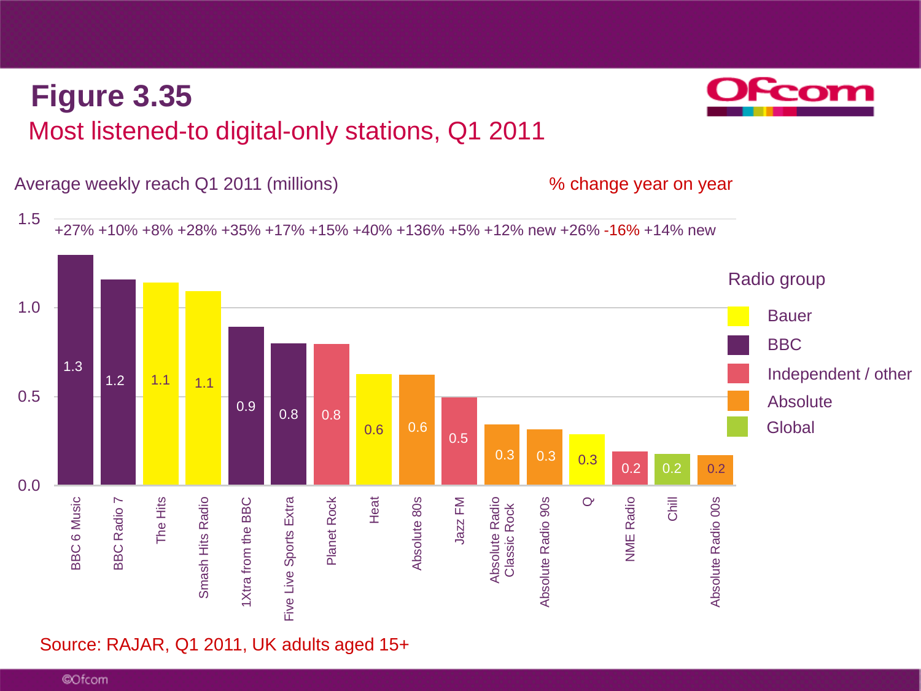# Figure 3.35

## Most listened-to digital-only stations, Q1 2011

Average weekly reach Q1 2011 (millions)

| Station | Radio group | Average weekly reach Q1 2011 (millions) | % change year on year |
|---|---|---|---|
| BBC 6 Music | BBC | 1.3 | +27% |
| BBC Radio 7 | BBC | 1.2 | +10% |
| The Hits | Bauer | 1.1 | +8% |
| Smash Hits Radio | Bauer | 1.1 | +28% |
| 1Xtra from the BBC | BBC | 0.9 | +35% |
| Five Live Sports Extra | BBC | 0.8 | +17% |
| Planet Rock | Independent / other | 0.8 | +15% |
| Heat | Bauer | 0.6 | +40% |
| Absolute 80s | Absolute | 0.6 | +136% |
| Jazz FM | Independent / other | 0.5 | +5% |
| Absolute Radio Classic Rock | Absolute | 0.3 | +12% |
| Absolute Radio 90s | Absolute | 0.3 | new |
| Q | Bauer | 0.3 | +26% |
| NME Radio | Independent / other | 0.2 | -16% |
| Chill | Global | 0.2 | +14% |
| Absolute Radio 00s | Absolute | 0.2 | new |

Radio group: Bauer, BBC, Independent / other, Absolute, Global

Source: RAJAR, Q1 2011, UK adults aged 15+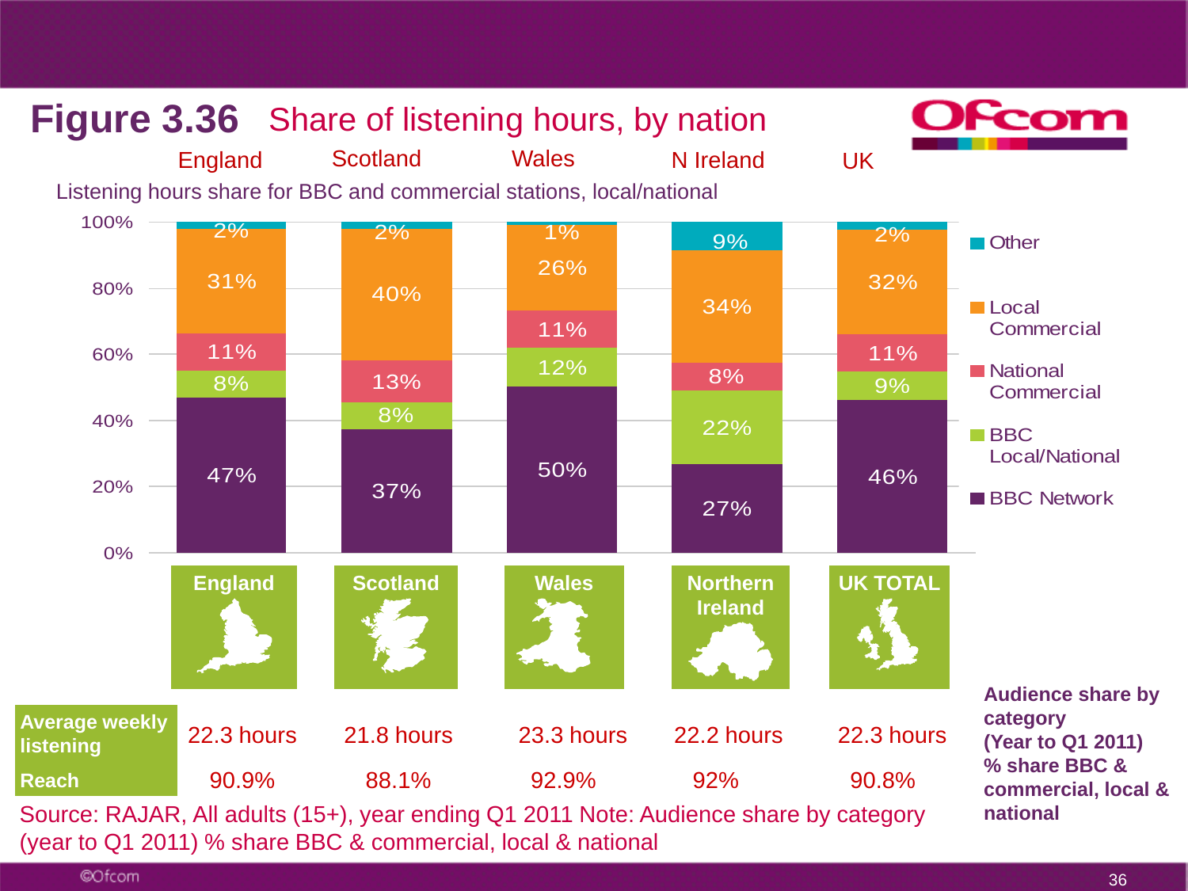# Figure 3.36 Share of listening hours, by nation

Listening hours share for BBC and commercial stations, local/national

| | England | Scotland | Wales | N Ireland | UK |
|---|---|---|---|---|---|
| Other | 2% | 2% | 1% | 9% | 2% |
| Local Commercial | 31% | 40% | 26% | 34% | 32% |
| National Commercial | 11% | 13% | 11% | 8% | 11% |
| BBC Local/National | 8% | 8% | 12% | 22% | 9% |
| BBC Network | 47% | 37% | 50% | 27% | 46% |

| | England | Scotland | Wales | Northern Ireland | UK TOTAL |
|---|---|---|---|---|---|
| Average weekly listening | 22.3 hours | 21.8 hours | 23.3 hours | 22.2 hours | 22.3 hours |
| Reach | 90.9% | 88.1% | 92.9% | 92% | 90.8% |

**Audience share by category (Year to Q1 2011) % share BBC & commercial, local & national**

Source: RAJAR, All adults (15+), year ending Q1 2011 Note: Audience share by category (year to Q1 2011) % share BBC & commercial, local & national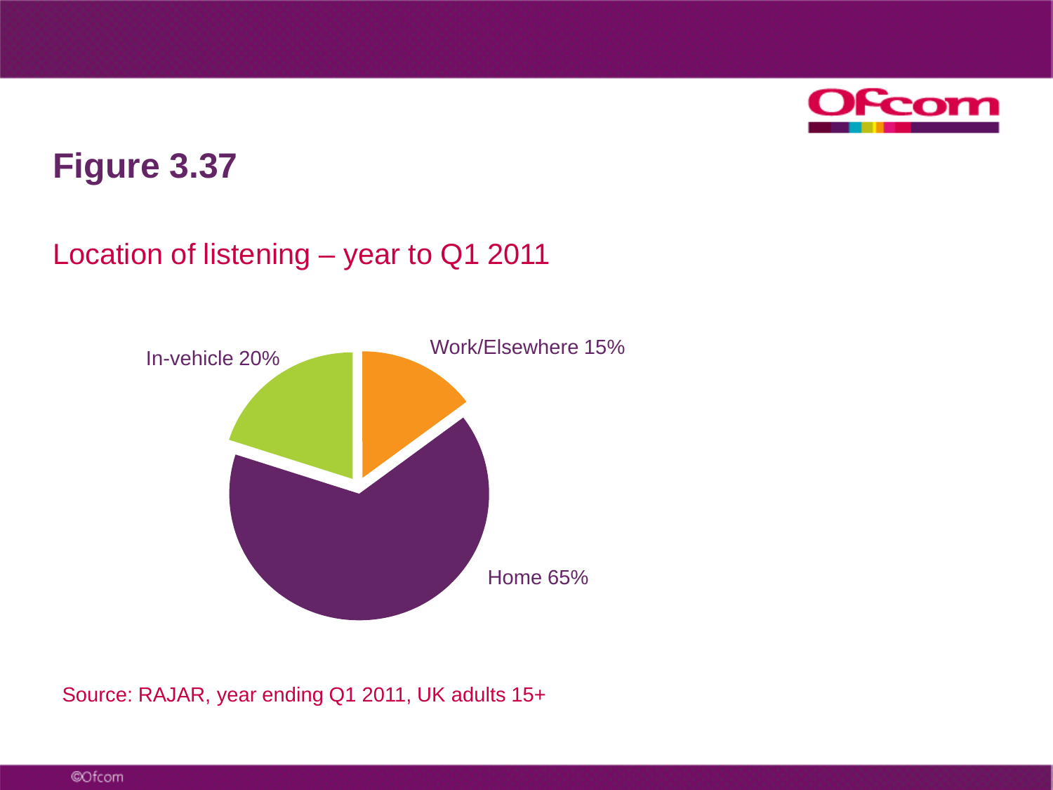# Figure 3.37

## Location of listening – year to Q1 2011

In-vehicle 20%

Work/Elsewhere 15%

Home 65%

Source: RAJAR, year ending Q1 2011, UK adults 15+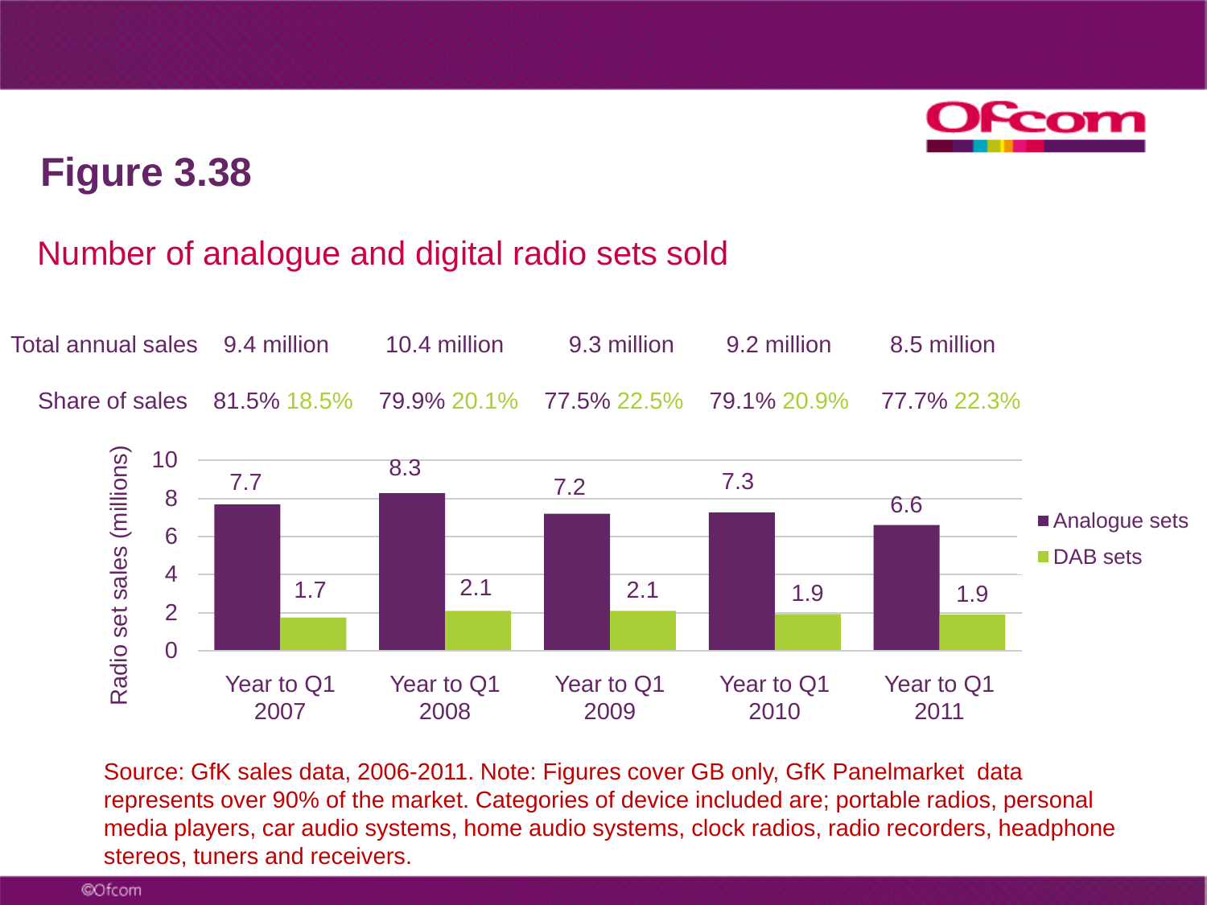# Figure 3.38

## Number of analogue and digital radio sets sold

| | Year to Q1 2007 | Year to Q1 2008 | Year to Q1 2009 | Year to Q1 2010 | Year to Q1 2011 |
|---|---|---|---|---|---|
| Total annual sales | 9.4 million | 10.4 million | 9.3 million | 9.2 million | 8.5 million |
| Share of sales (Analogue / DAB) | 81.5% / 18.5% | 79.9% / 20.1% | 77.5% / 22.5% | 79.1% / 20.9% | 77.7% / 22.3% |
| Analogue sets (millions) | 7.7 | 8.3 | 7.2 | 7.3 | 6.6 |
| DAB sets (millions) | 1.7 | 2.1 | 2.1 | 1.9 | 1.9 |

Source: GfK sales data, 2006-2011. Note: Figures cover GB only, GfK Panelmarket data represents over 90% of the market. Categories of device included are; portable radios, personal media players, car audio systems, home audio systems, clock radios, radio recorders, headphone stereos, tuners and receivers.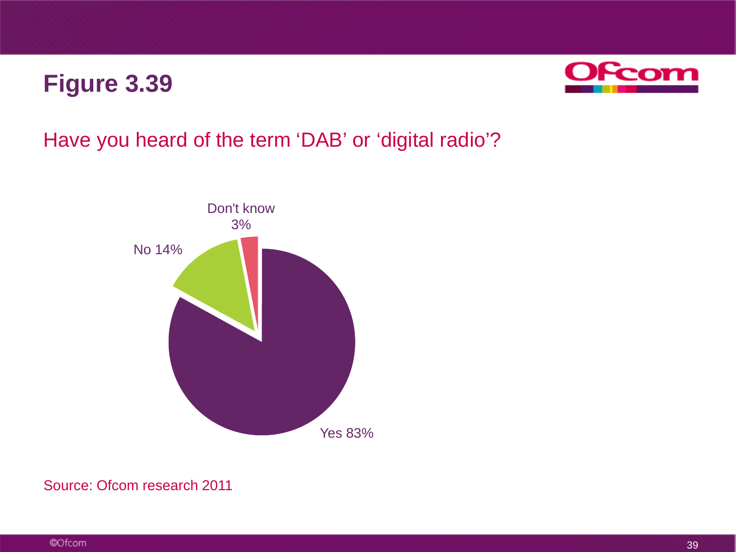# Figure 3.39

Have you heard of the term ‘DAB’ or ‘digital radio’?

Don't know 3%

No 14%

Yes 83%

Source: Ofcom research 2011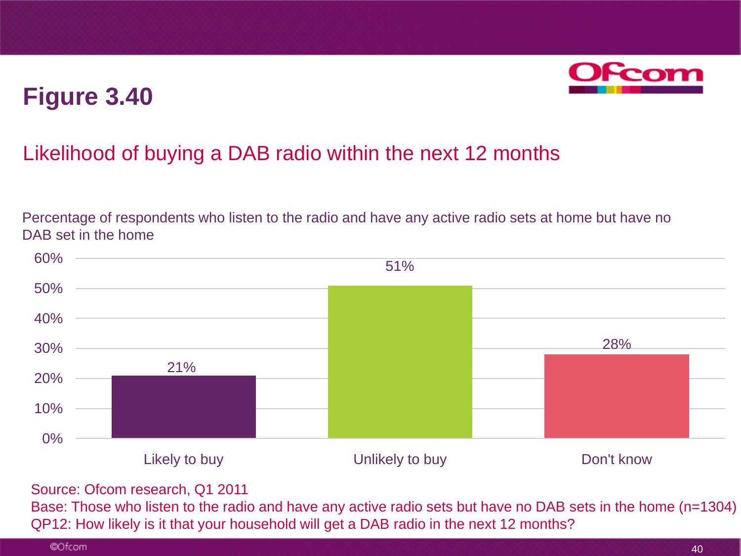# Figure 3.40

## Likelihood of buying a DAB radio within the next 12 months

Percentage of respondents who listen to the radio and have any active radio sets at home but have no DAB set in the home

| | Percentage |
|---|---|
| Likely to buy | 21% |
| Unlikely to buy | 51% |
| Don't know | 28% |

Source: Ofcom research, Q1 2011
Base: Those who listen to the radio and have any active radio sets but have no DAB sets in the home (n=1304)
QP12: How likely is it that your household will get a DAB radio in the next 12 months?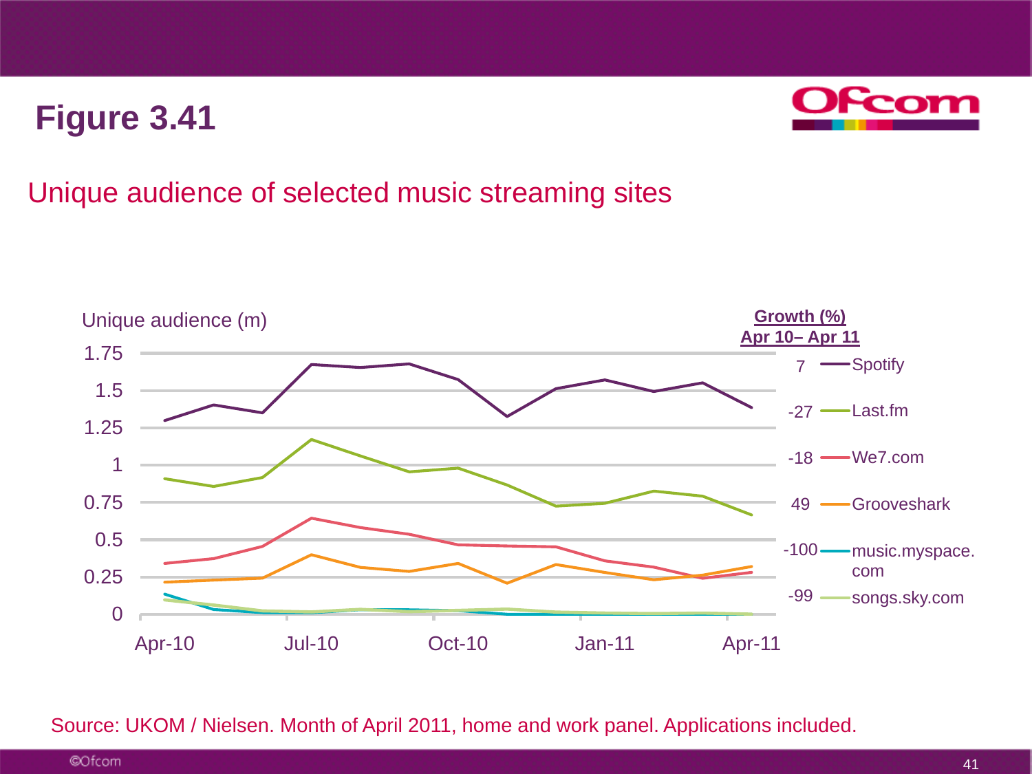# Figure 3.41

## Unique audience of selected music streaming sites

Unique audience (m)

| Service | Growth (%) Apr 10– Apr 11 |
|---|---|
| Spotify | 7 |
| Last.fm | -27 |
| We7.com | -18 |
| Grooveshark | 49 |
| music.myspace.com | -100 |
| songs.sky.com | -99 |

Source: UKOM / Nielsen. Month of April 2011, home and work panel. Applications included.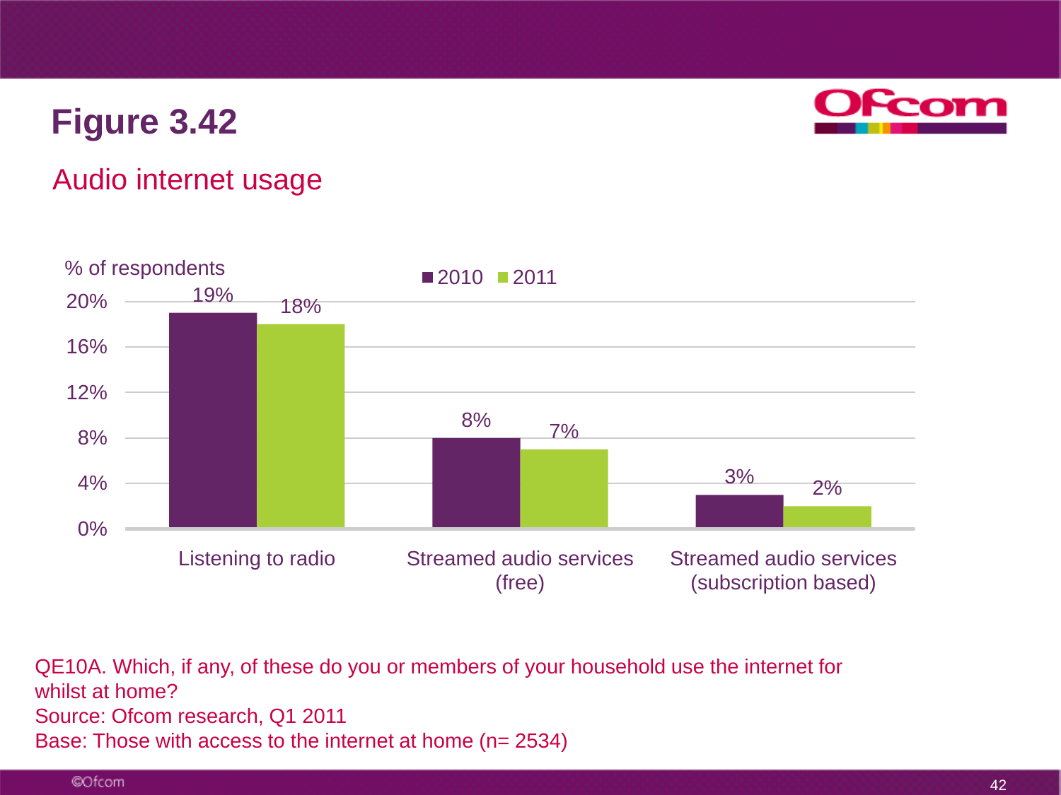# Figure 3.42

## Audio internet usage

% of respondents

| | 2010 | 2011 |
|---|---|---|
| Listening to radio | 19% | 18% |
| Streamed audio services (free) | 8% | 7% |
| Streamed audio services (subscription based) | 3% | 2% |

QE10A. Which, if any, of these do you or members of your household use the internet for whilst at home?
Source: Ofcom research, Q1 2011
Base: Those with access to the internet at home (n= 2534)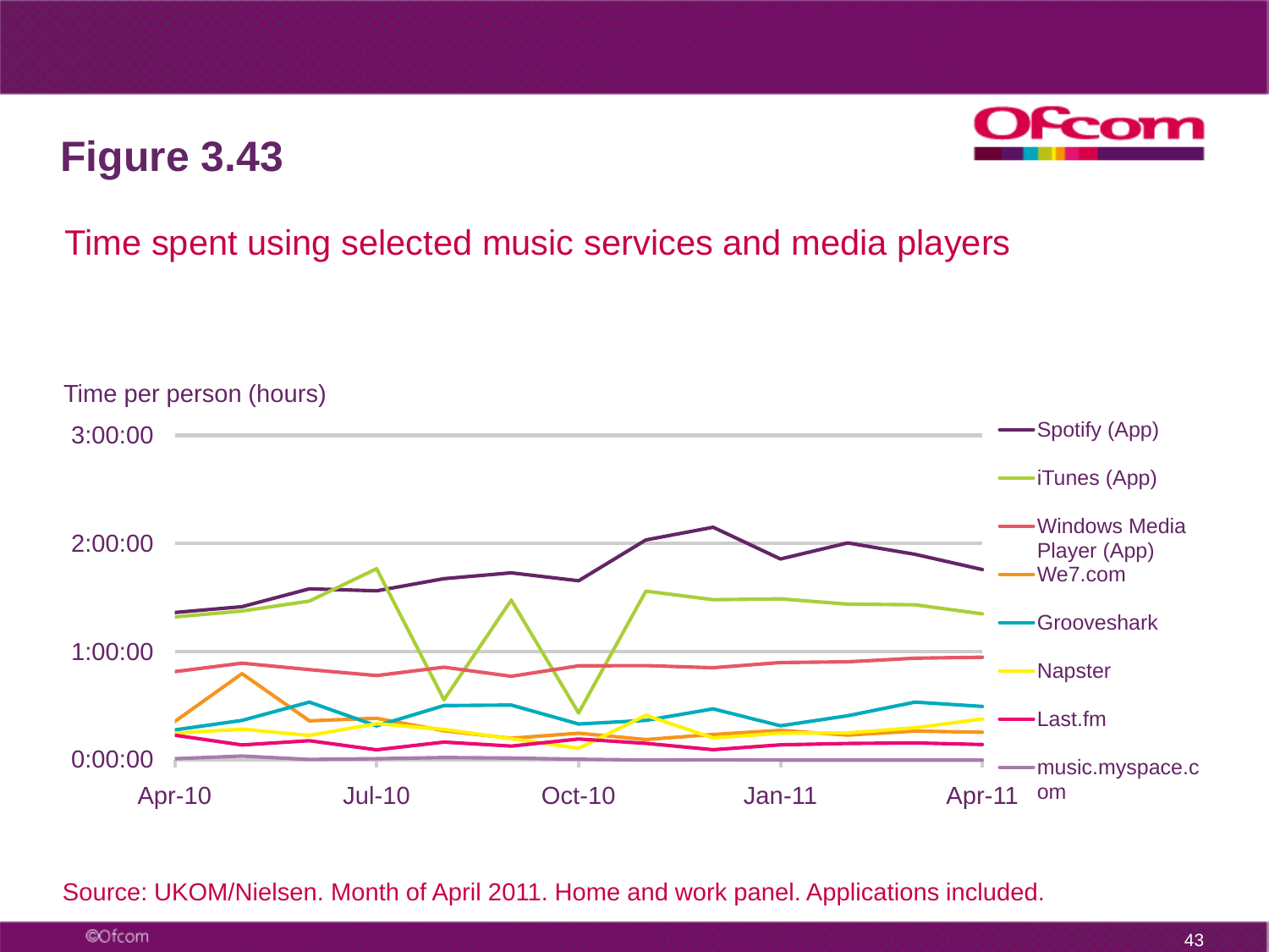# Figure 3.43

## Time spent using selected music services and media players

Time per person (hours)

3:00:00
2:00:00
1:00:00
0:00:00

Apr-10 | Jul-10 | Oct-10 | Jan-11 | Apr-11

- Spotify (App)
- iTunes (App)
- Windows Media Player (App)
- We7.com
- Grooveshark
- Napster
- Last.fm
- music.myspace.com

Source: UKOM/Nielsen. Month of April 2011. Home and work panel. Applications included.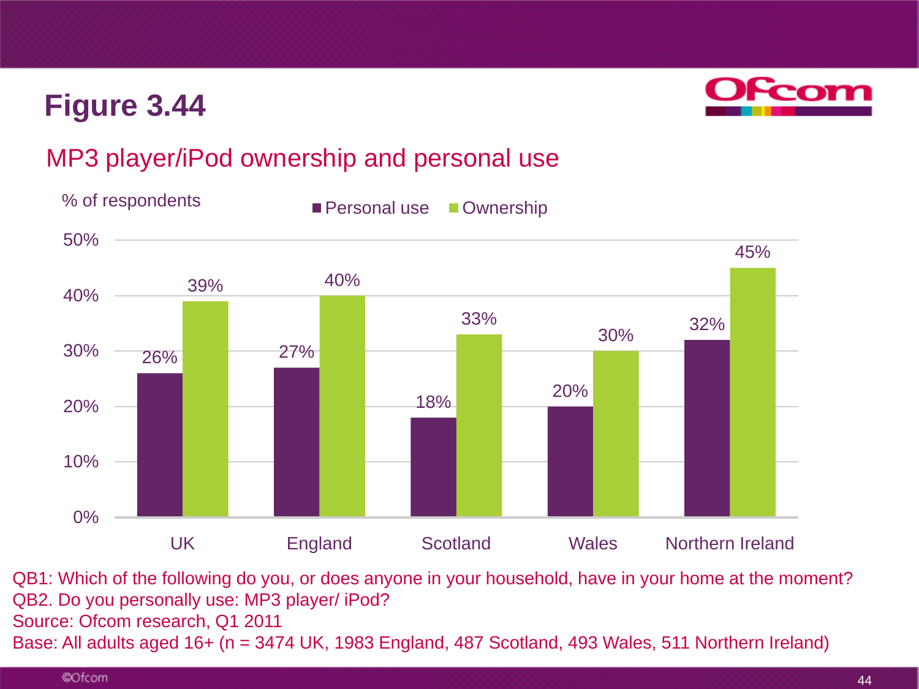# Figure 3.44

## MP3 player/iPod ownership and personal use

% of respondents

Personal use
Ownership

50%
40%
30%
20%
10%
0%

UK: 26%, 39%
England: 27%, 40%
Scotland: 18%, 33%
Wales: 20%, 30%
Northern Ireland: 32%, 45%

QB1: Which of the following do you, or does anyone in your household, have in your home at the moment?
QB2. Do you personally use: MP3 player/ iPod?
Source: Ofcom research, Q1 2011
Base: All adults aged 16+ (n = 3474 UK, 1983 England, 487 Scotland, 493 Wales, 511 Northern Ireland)